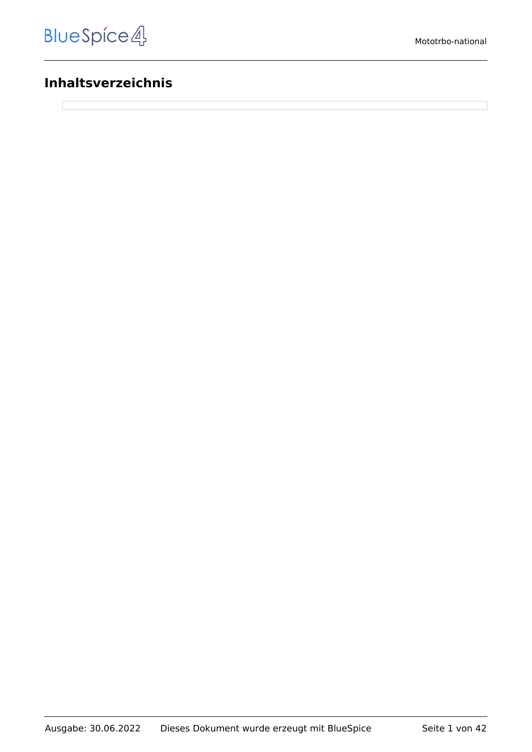# Inhaltsverzeichnis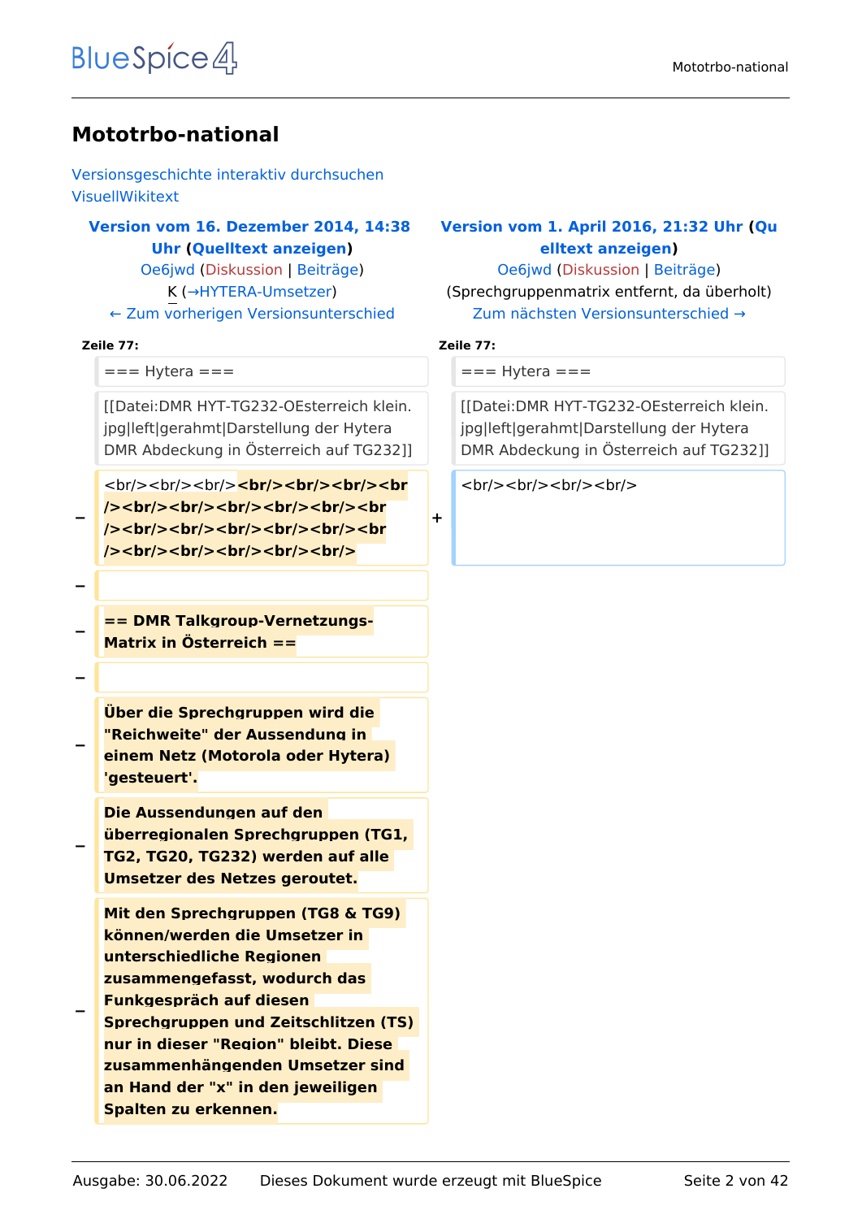# Mototrbo-national

Versionsgeschichte interaktiv durchsuchen
VisuellWikitext

| Version vom 16. Dezember 2014, 14:38 Uhr (Quelltext anzeigen) | Version vom 1. April 2016, 21:32 Uhr (Quelltext anzeigen) |
|---|---|
| Oe6jwd (Diskussion \| Beiträge) | Oe6jwd (Diskussion \| Beiträge) |
| K (→HYTERA-Umsetzer) | (Sprechgruppenmatrix entfernt, da überholt) |
| ← Zum vorherigen Versionsunterschied | Zum nächsten Versionsunterschied → |

| | Zeile 77: | | Zeile 77: |
|---|---|---|---|
| | === Hytera === | | === Hytera === |
| | [[Datei:DMR HYT-TG232-OEsterreich klein.jpg\|left\|gerahmt\|Darstellung der Hytera DMR Abdeckung in Österreich auf TG232]] | | [[Datei:DMR HYT-TG232-OEsterreich klein.jpg\|left\|gerahmt\|Darstellung der Hytera DMR Abdeckung in Österreich auf TG232]] |
| − | <br/><br/><br/>**<br/><br/><br/><br/><br/><br/><br/><br/><br/><br/><br/><br/><br/><br/><br/><br/><br/><br/><br/><br/><br/>** | + | <br/><br/><br/><br/> |
| − | | | |
| − | **== DMR Talkgroup-Vernetzungs-Matrix in Österreich ==** | | |
| − | | | |
| − | **Über die Sprechgruppen wird die "Reichweite" der Aussendung in einem Netz (Motorola oder Hytera) 'gesteuert'.** | | |
| − | **Die Aussendungen auf den überregionalen Sprechgruppen (TG1, TG2, TG20, TG232) werden auf alle Umsetzer des Netzes geroutet.** | | |
| − | **Mit den Sprechgruppen (TG8 & TG9) können/werden die Umsetzer in unterschiedliche Regionen zusammengefasst, wodurch das Funkgespräch auf diesen Sprechgruppen und Zeitschlitzen (TS) nur in dieser "Region" bleibt. Diese zusammenhängenden Umsetzer sind an Hand der "x" in den jeweiligen Spalten zu erkennen.** | | |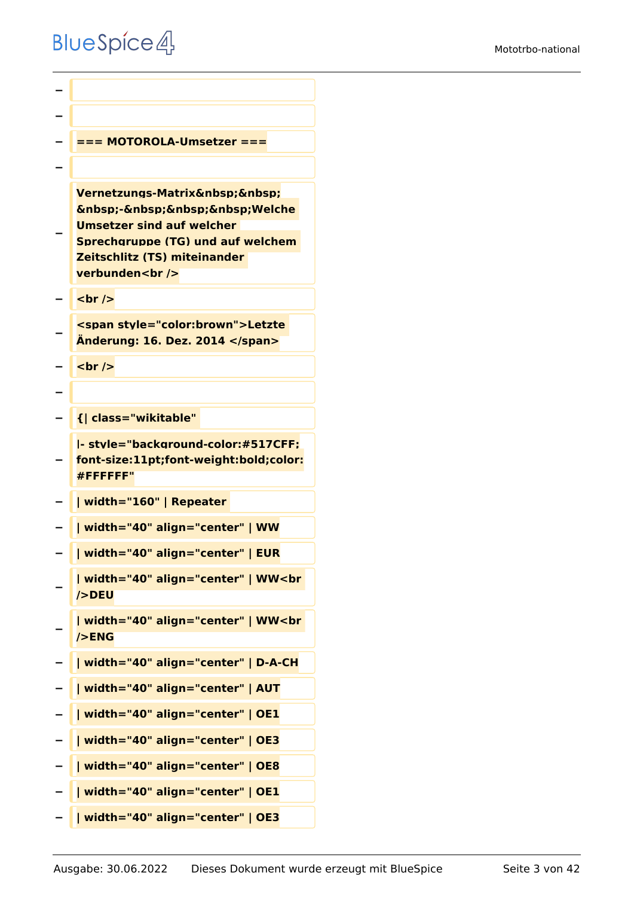−

−

− === MOTOROLA-Umsetzer ===

−

− Vernetzungs-Matrix&nbsp;&nbsp;&nbsp;-&nbsp;&nbsp;&nbsp;Welche Umsetzer sind auf welcher Sprechgruppe (TG) und auf welchem Zeitschlitz (TS) miteinander verbunden<br />

− <br />

− <span style="color:brown">Letzte Änderung: 16. Dez. 2014 </span>

− <br />

−

− {| class="wikitable"

− |- style="background-color:#517CFF;font-size:11pt;font-weight:bold;color:#FFFFFF"

− | width="160" | Repeater

− | width="40" align="center" | WW

− | width="40" align="center" | EUR

− | width="40" align="center" | WW<br />DEU

− | width="40" align="center" | WW<br />ENG

− | width="40" align="center" | D-A-CH

− | width="40" align="center" | AUT

− | width="40" align="center" | OE1

− | width="40" align="center" | OE3

− | width="40" align="center" | OE8

− | width="40" align="center" | OE1

− | width="40" align="center" | OE3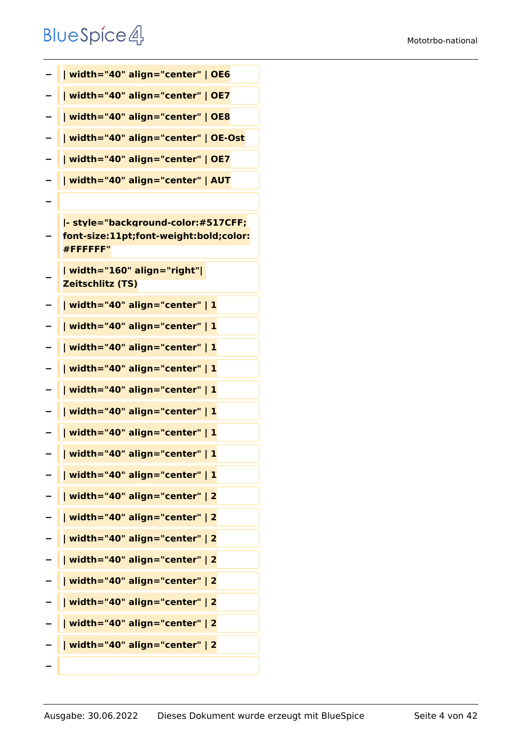− | width="40" align="center" | OE6

− | width="40" align="center" | OE7

− | width="40" align="center" | OE8

− | width="40" align="center" | OE-Ost

− | width="40" align="center" | OE7

− | width="40" align="center" | AUT

−

− |- style="background-color:#517CFF; font-size:11pt;font-weight:bold;color: #FFFFFF"

− | width="160" align="right"| Zeitschlitz (TS)

− | width="40" align="center" | 1

− | width="40" align="center" | 1

− | width="40" align="center" | 1

− | width="40" align="center" | 1

− | width="40" align="center" | 1

− | width="40" align="center" | 1

− | width="40" align="center" | 1

− | width="40" align="center" | 1

− | width="40" align="center" | 1

− | width="40" align="center" | 2

− | width="40" align="center" | 2

− | width="40" align="center" | 2

− | width="40" align="center" | 2

− | width="40" align="center" | 2

− | width="40" align="center" | 2

− | width="40" align="center" | 2

− | width="40" align="center" | 2

−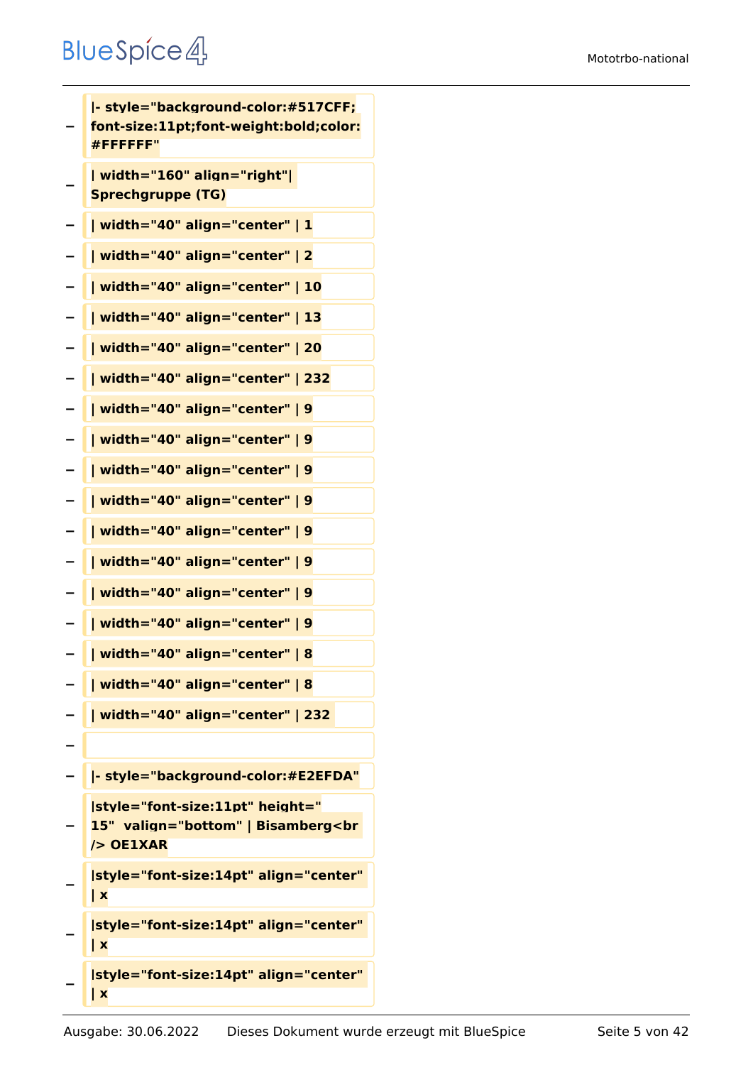− |- style="background-color:#517CFF; font-size:11pt;font-weight:bold;color: #FFFFFF"

− | width="160" align="right"| Sprechgruppe (TG)

− | width="40" align="center" | 1

− | width="40" align="center" | 2

− | width="40" align="center" | 10

− | width="40" align="center" | 13

− | width="40" align="center" | 20

− | width="40" align="center" | 232

− | width="40" align="center" | 9

− | width="40" align="center" | 9

− | width="40" align="center" | 9

− | width="40" align="center" | 9

− | width="40" align="center" | 9

− | width="40" align="center" | 9

− | width="40" align="center" | 9

− | width="40" align="center" | 9

− | width="40" align="center" | 8

− | width="40" align="center" | 8

− | width="40" align="center" | 232

−

− |- style="background-color:#E2EFDA"

− |style="font-size:11pt" height=" 15" valign="bottom" | Bisamberg<br /> OE1XAR

− |style="font-size:14pt" align="center" | x

− |style="font-size:14pt" align="center" | x

− |style="font-size:14pt" align="center" | x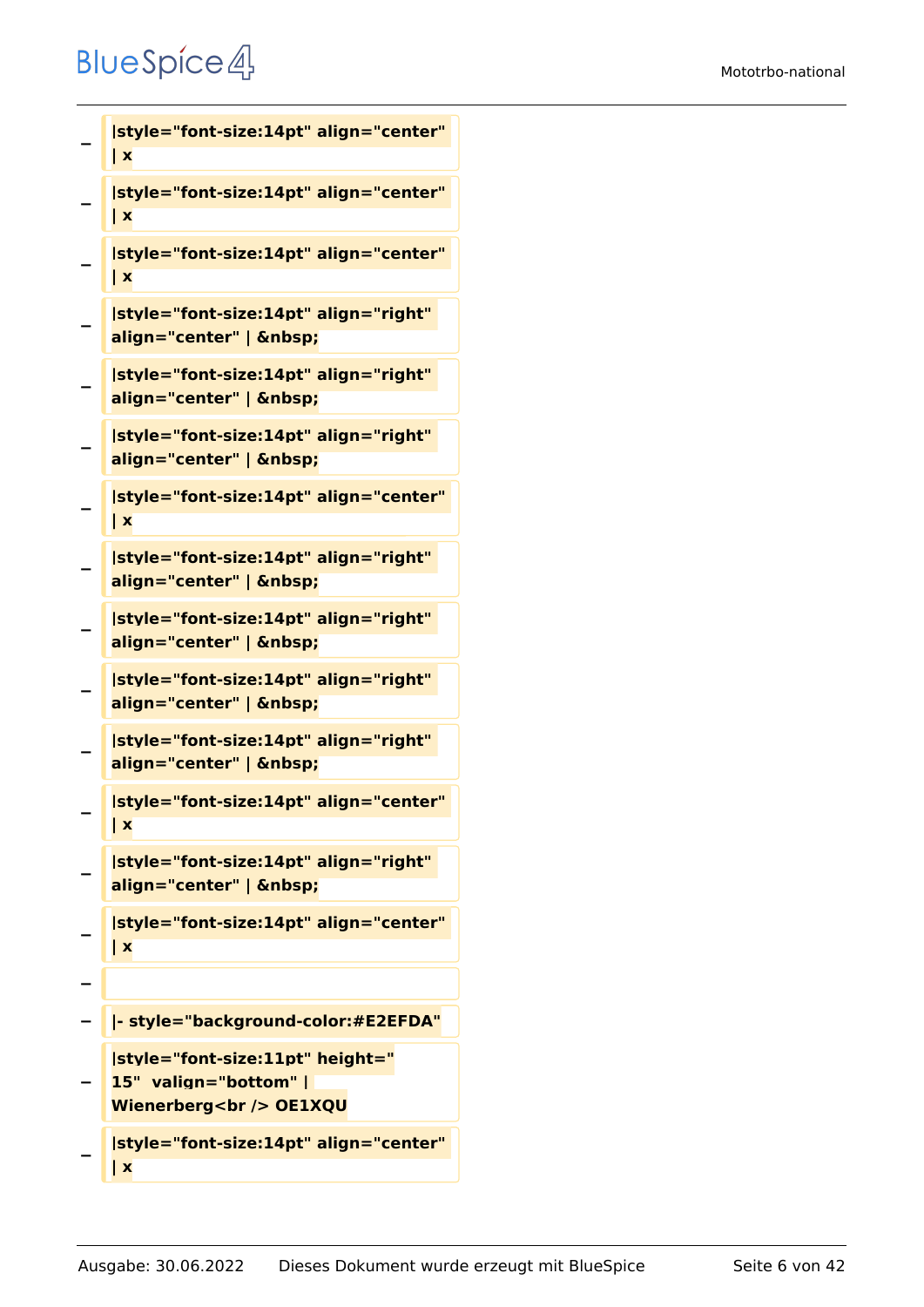− |style="font-size:14pt" align="center" | x

− |style="font-size:14pt" align="center" | x

− |style="font-size:14pt" align="center" | x

− |style="font-size:14pt" align="right" align="center" | &nbsp;

− |style="font-size:14pt" align="right" align="center" | &nbsp;

− |style="font-size:14pt" align="right" align="center" | &nbsp;

− |style="font-size:14pt" align="center" | x

− |style="font-size:14pt" align="right" align="center" | &nbsp;

− |style="font-size:14pt" align="right" align="center" | &nbsp;

− |style="font-size:14pt" align="right" align="center" | &nbsp;

− |style="font-size:14pt" align="right" align="center" | &nbsp;

− |style="font-size:14pt" align="center" | x

− |style="font-size:14pt" align="right" align="center" | &nbsp;

− |style="font-size:14pt" align="center" | x

−

− |- style="background-color:#E2EFDA"

− |style="font-size:11pt" height=" 15"  valign="bottom" | Wienerberg<br /> OE1XQU

− |style="font-size:14pt" align="center" | x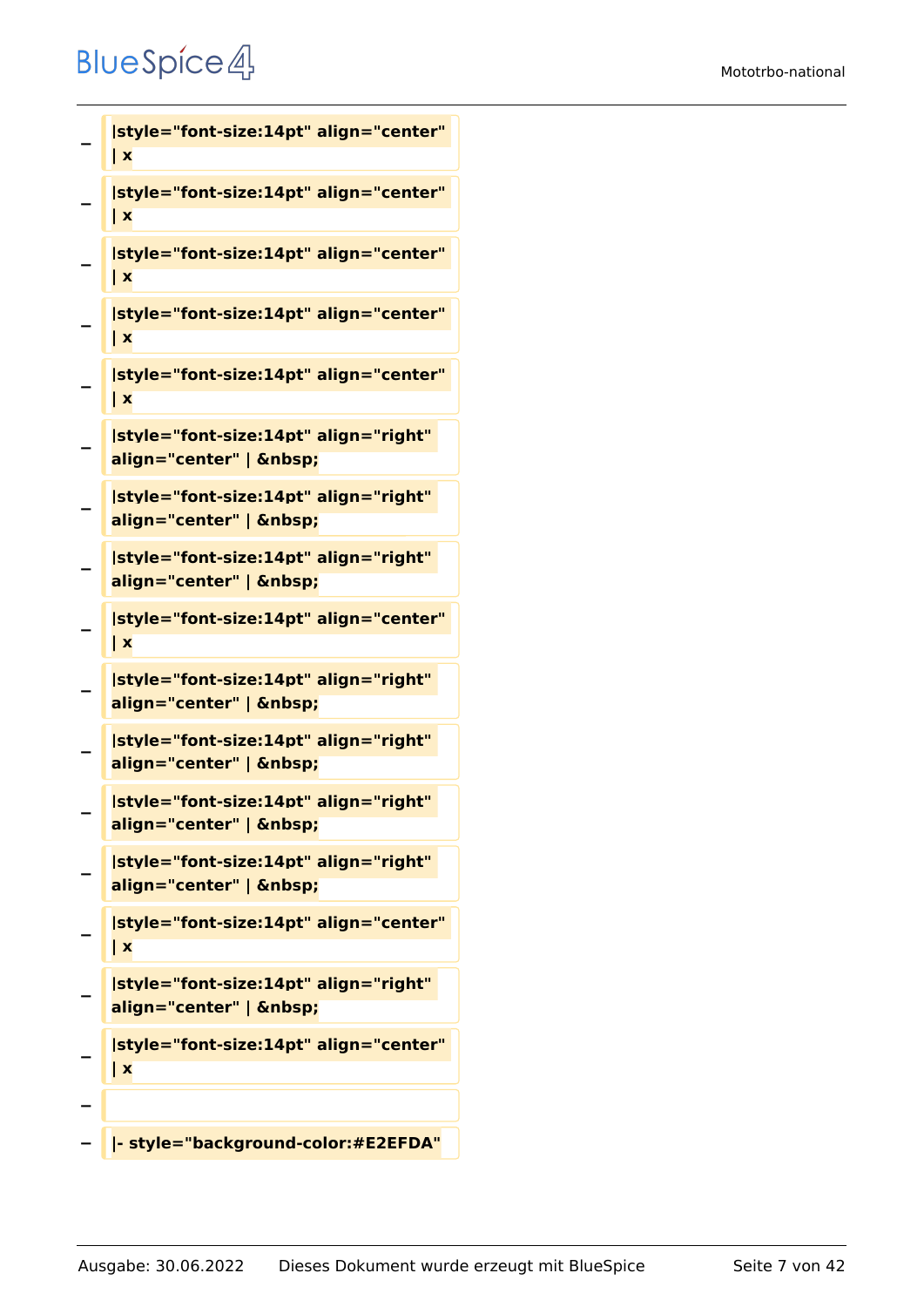− |style="font-size:14pt" align="center" | x

− |style="font-size:14pt" align="center" | x

− |style="font-size:14pt" align="center" | x

− |style="font-size:14pt" align="center" | x

− |style="font-size:14pt" align="center" | x

− |style="font-size:14pt" align="right" align="center" | &nbsp;

− |style="font-size:14pt" align="right" align="center" | &nbsp;

− |style="font-size:14pt" align="right" align="center" | &nbsp;

− |style="font-size:14pt" align="center" | x

− |style="font-size:14pt" align="right" align="center" | &nbsp;

− |style="font-size:14pt" align="right" align="center" | &nbsp;

− |style="font-size:14pt" align="right" align="center" | &nbsp;

− |style="font-size:14pt" align="right" align="center" | &nbsp;

− |style="font-size:14pt" align="center" | x

− |style="font-size:14pt" align="right" align="center" | &nbsp;

− |style="font-size:14pt" align="center" | x

−

− |- style="background-color:#E2EFDA"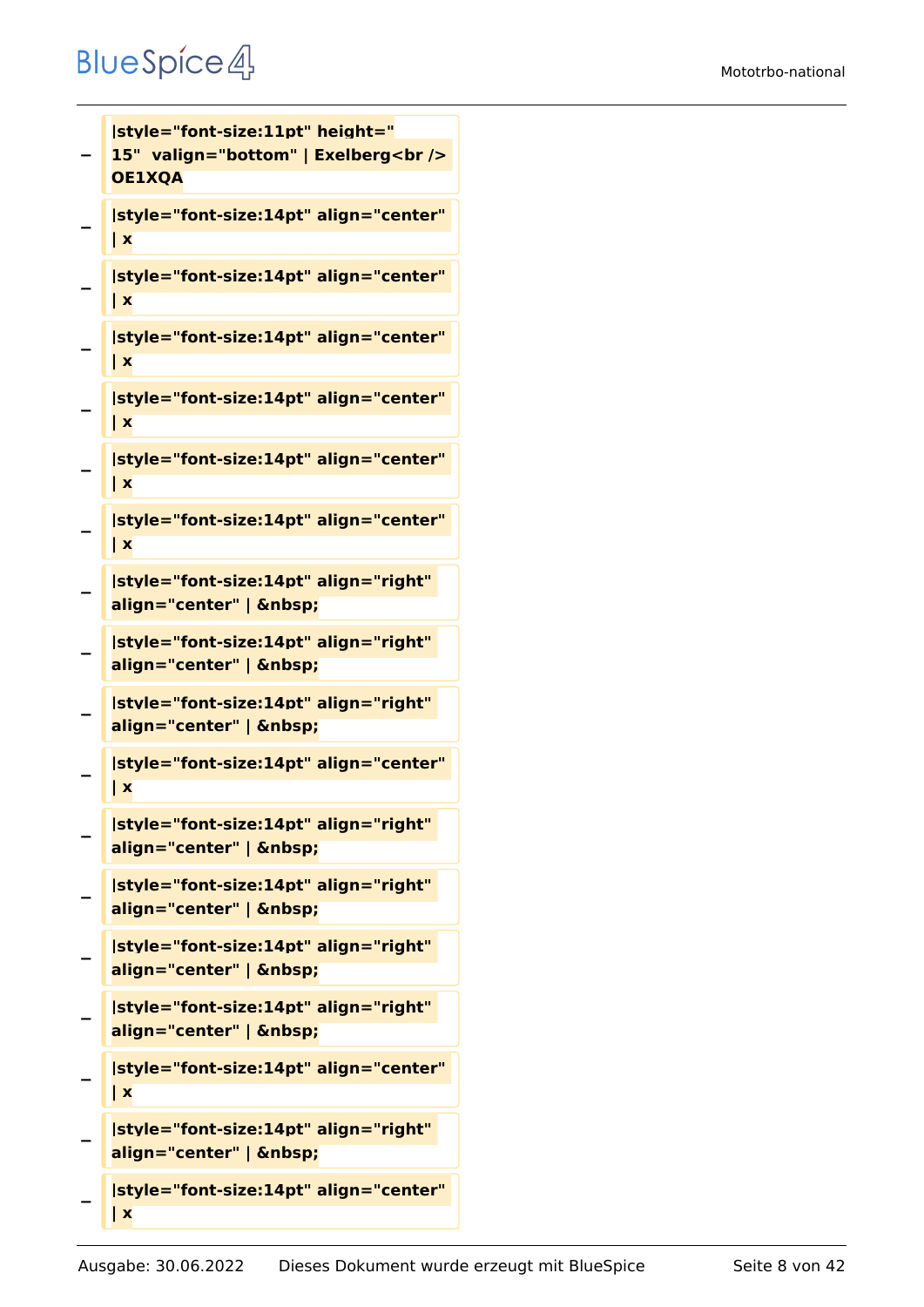− |style="font-size:11pt" height=" 15" valign="bottom" | Exelberg<br /> OE1XQA

− |style="font-size:14pt" align="center" | x

− |style="font-size:14pt" align="center" | x

− |style="font-size:14pt" align="center" | x

− |style="font-size:14pt" align="center" | x

− |style="font-size:14pt" align="center" | x

− |style="font-size:14pt" align="center" | x

− |style="font-size:14pt" align="right" align="center" | &nbsp;

− |style="font-size:14pt" align="right" align="center" | &nbsp;

− |style="font-size:14pt" align="right" align="center" | &nbsp;

− |style="font-size:14pt" align="center" | x

− |style="font-size:14pt" align="right" align="center" | &nbsp;

− |style="font-size:14pt" align="right" align="center" | &nbsp;

− |style="font-size:14pt" align="right" align="center" | &nbsp;

− |style="font-size:14pt" align="right" align="center" | &nbsp;

− |style="font-size:14pt" align="center" | x

− |style="font-size:14pt" align="right" align="center" | &nbsp;

− |style="font-size:14pt" align="center" | x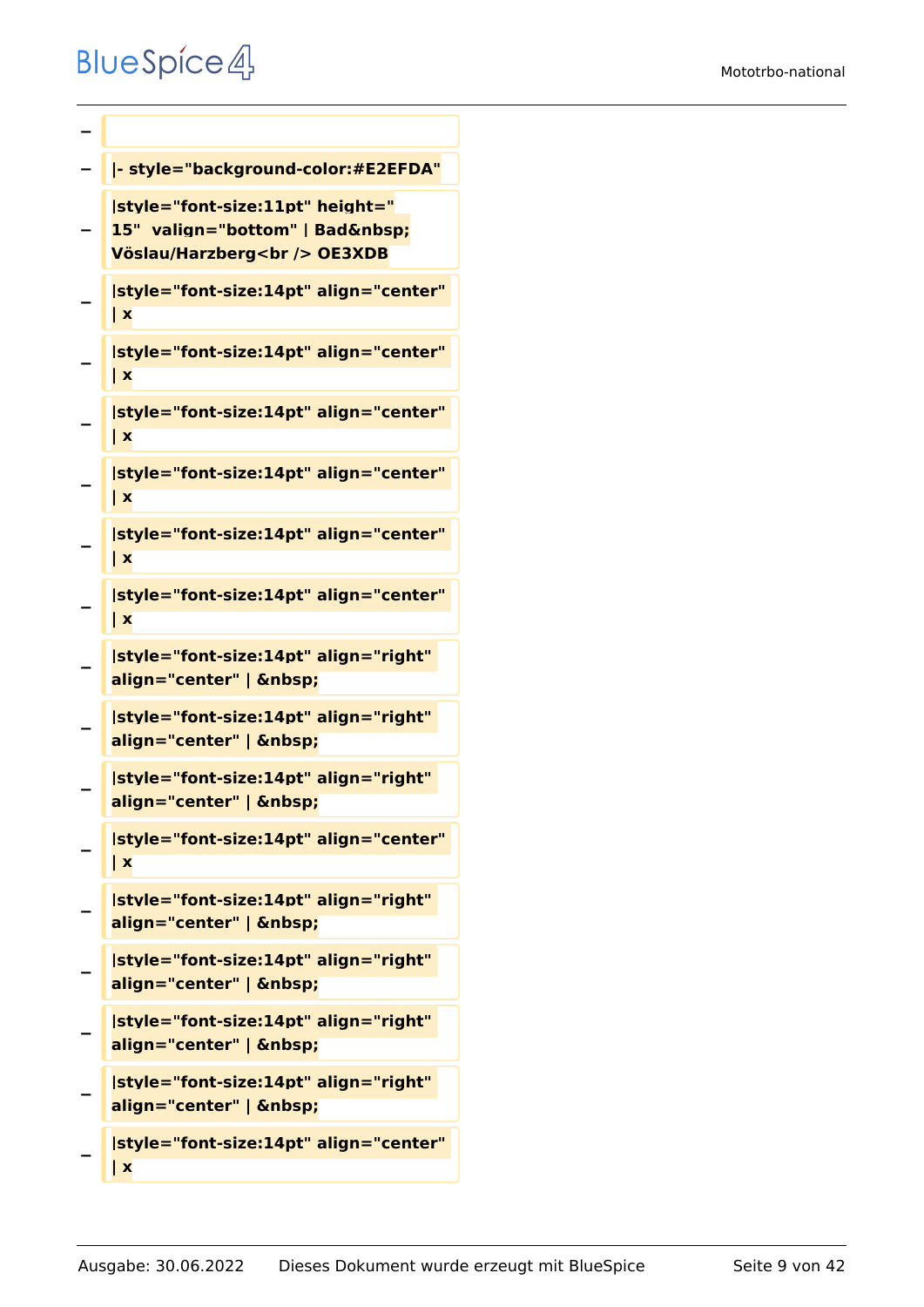−

− |- style="background-color:#E2EFDA"

− |style="font-size:11pt" height=" 15"  valign="bottom" | Bad&nbsp; Vöslau/Harzberg<br /> OE3XDB

− |style="font-size:14pt" align="center" | x

− |style="font-size:14pt" align="center" | x

− |style="font-size:14pt" align="center" | x

− |style="font-size:14pt" align="center" | x

− |style="font-size:14pt" align="center" | x

− |style="font-size:14pt" align="center" | x

− |style="font-size:14pt" align="right" align="center" | &nbsp;

− |style="font-size:14pt" align="right" align="center" | &nbsp;

− |style="font-size:14pt" align="right" align="center" | &nbsp;

− |style="font-size:14pt" align="center" | x

− |style="font-size:14pt" align="right" align="center" | &nbsp;

− |style="font-size:14pt" align="right" align="center" | &nbsp;

− |style="font-size:14pt" align="right" align="center" | &nbsp;

− |style="font-size:14pt" align="right" align="center" | &nbsp;

− |style="font-size:14pt" align="center" | x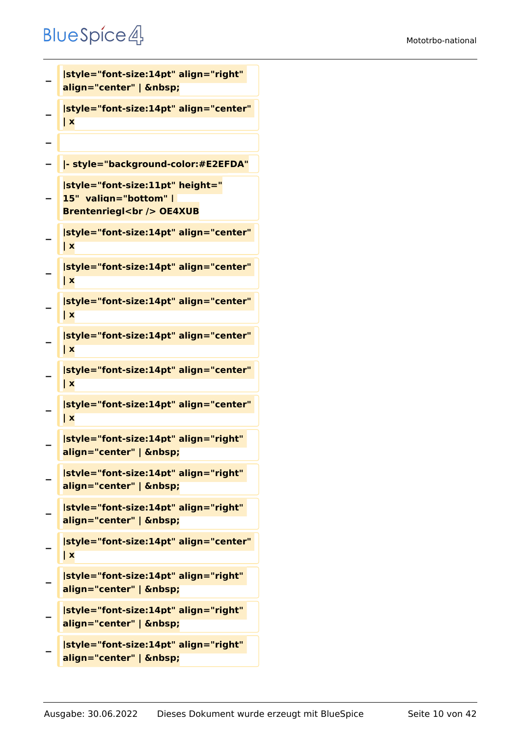− |style="font-size:14pt" align="right" align="center" | &nbsp;

− |style="font-size:14pt" align="center" | x

−

− |- style="background-color:#E2EFDA"

− |style="font-size:11pt" height=" 15" valign="bottom" | Brentenriegl<br /> OE4XUB

− |style="font-size:14pt" align="center" | x

− |style="font-size:14pt" align="center" | x

− |style="font-size:14pt" align="center" | x

− |style="font-size:14pt" align="center" | x

− |style="font-size:14pt" align="center" | x

− |style="font-size:14pt" align="center" | x

− |style="font-size:14pt" align="right" align="center" | &nbsp;

− |style="font-size:14pt" align="right" align="center" | &nbsp;

− |style="font-size:14pt" align="right" align="center" | &nbsp;

− |style="font-size:14pt" align="center" | x

− |style="font-size:14pt" align="right" align="center" | &nbsp;

− |style="font-size:14pt" align="right" align="center" | &nbsp;

− |style="font-size:14pt" align="right" align="center" | &nbsp;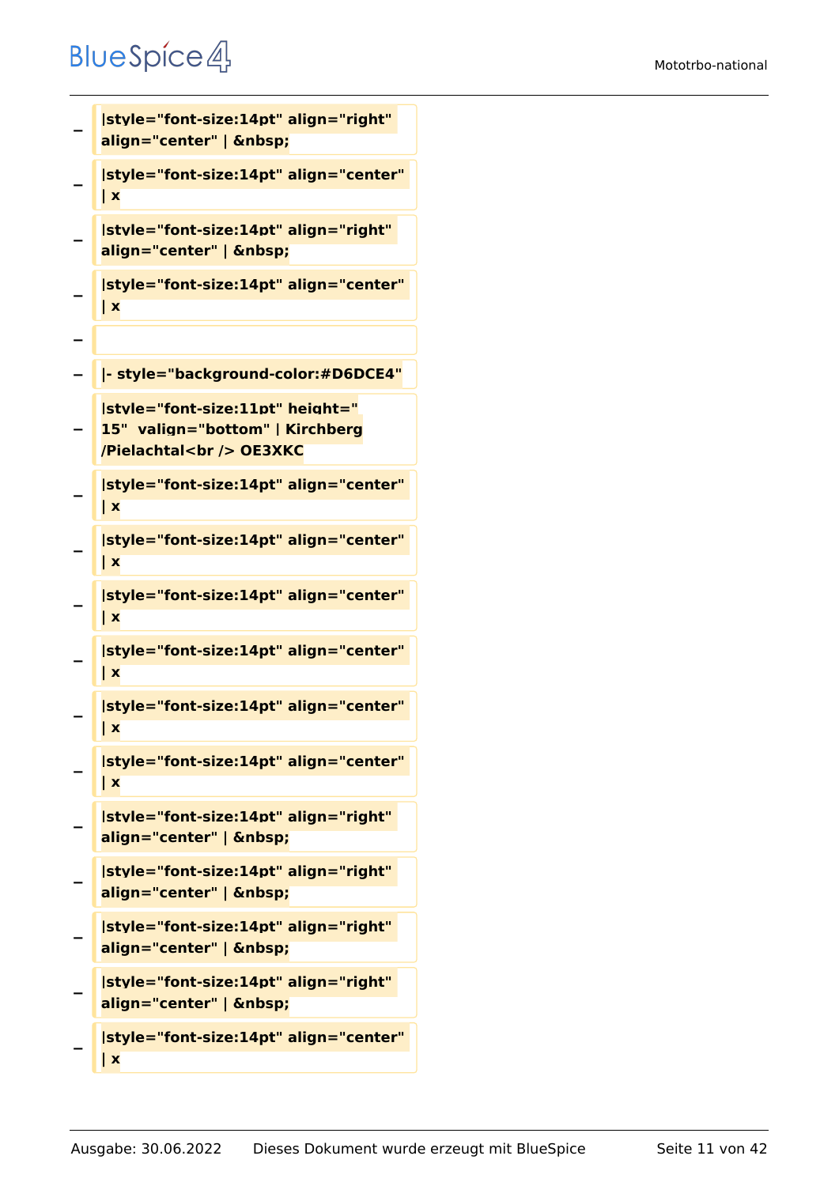− **|style="font-size:14pt" align="right" align="center" | &nbsp;**

− **|style="font-size:14pt" align="center" | x**

− **|style="font-size:14pt" align="right" align="center" | &nbsp;**

− **|style="font-size:14pt" align="center" | x**

−

− **|- style="background-color:#D6DCE4"**

− **|style="font-size:11pt" height=" 15"  valign="bottom" | Kirchberg /Pielachtal<br /> OE3XKC**

− **|style="font-size:14pt" align="center" | x**

− **|style="font-size:14pt" align="center" | x**

− **|style="font-size:14pt" align="center" | x**

− **|style="font-size:14pt" align="center" | x**

− **|style="font-size:14pt" align="center" | x**

− **|style="font-size:14pt" align="center" | x**

− **|style="font-size:14pt" align="right" align="center" | &nbsp;**

− **|style="font-size:14pt" align="right" align="center" | &nbsp;**

− **|style="font-size:14pt" align="right" align="center" | &nbsp;**

− **|style="font-size:14pt" align="right" align="center" | &nbsp;**

− **|style="font-size:14pt" align="center" | x**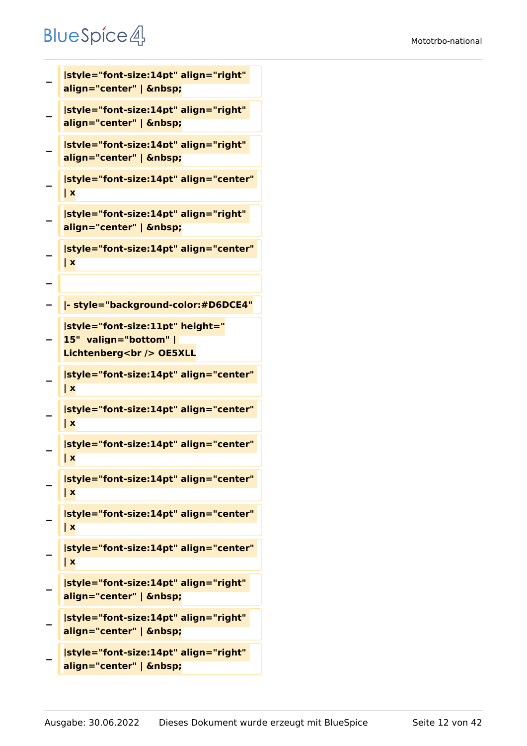−	|style="font-size:14pt" align="right" align="center" | &nbsp;

−	|style="font-size:14pt" align="right" align="center" | &nbsp;

−	|style="font-size:14pt" align="right" align="center" | &nbsp;

−	|style="font-size:14pt" align="center" | x

−	|style="font-size:14pt" align="right" align="center" | &nbsp;

−	|style="font-size:14pt" align="center" | x

−

−	|- style="background-color:#D6DCE4"

−	|style="font-size:11pt" height=" 15"  valign="bottom" | Lichtenberg<br /> OE5XLL

−	|style="font-size:14pt" align="center" | x

−	|style="font-size:14pt" align="center" | x

−	|style="font-size:14pt" align="center" | x

−	|style="font-size:14pt" align="center" | x

−	|style="font-size:14pt" align="center" | x

−	|style="font-size:14pt" align="center" | x

−	|style="font-size:14pt" align="right" align="center" | &nbsp;

−	|style="font-size:14pt" align="right" align="center" | &nbsp;

−	|style="font-size:14pt" align="right" align="center" | &nbsp;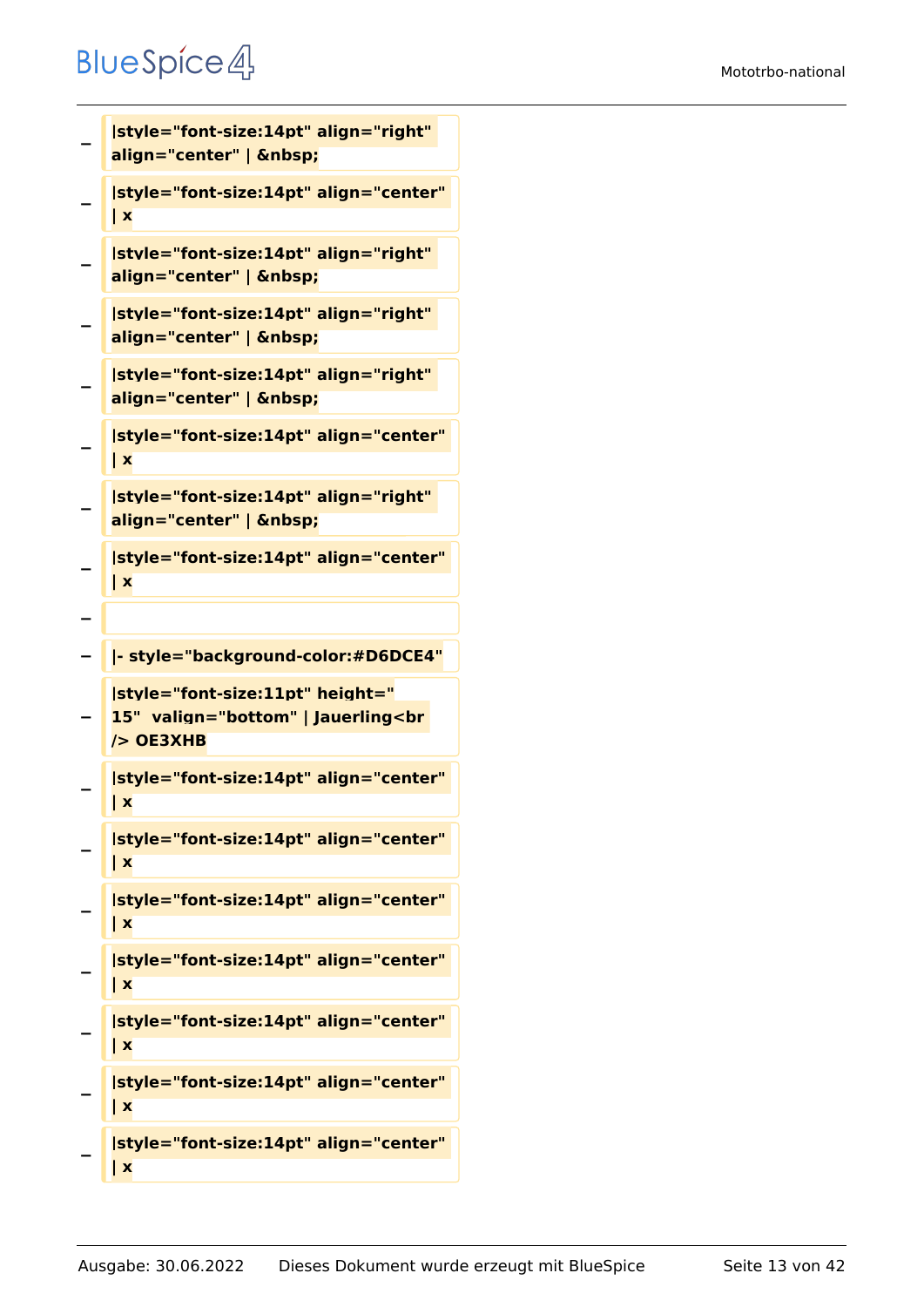− |style="font-size:14pt" align="right" align="center" | &nbsp;

− |style="font-size:14pt" align="center" | x

− |style="font-size:14pt" align="right" align="center" | &nbsp;

− |style="font-size:14pt" align="right" align="center" | &nbsp;

− |style="font-size:14pt" align="right" align="center" | &nbsp;

− |style="font-size:14pt" align="center" | x

− |style="font-size:14pt" align="right" align="center" | &nbsp;

− |style="font-size:14pt" align="center" | x

−

− |- style="background-color:#D6DCE4"

− |style="font-size:11pt" height=" 15"  valign="bottom" | Jauerling<br /> OE3XHB

− |style="font-size:14pt" align="center" | x

− |style="font-size:14pt" align="center" | x

− |style="font-size:14pt" align="center" | x

− |style="font-size:14pt" align="center" | x

− |style="font-size:14pt" align="center" | x

− |style="font-size:14pt" align="center" | x

− |style="font-size:14pt" align="center" | x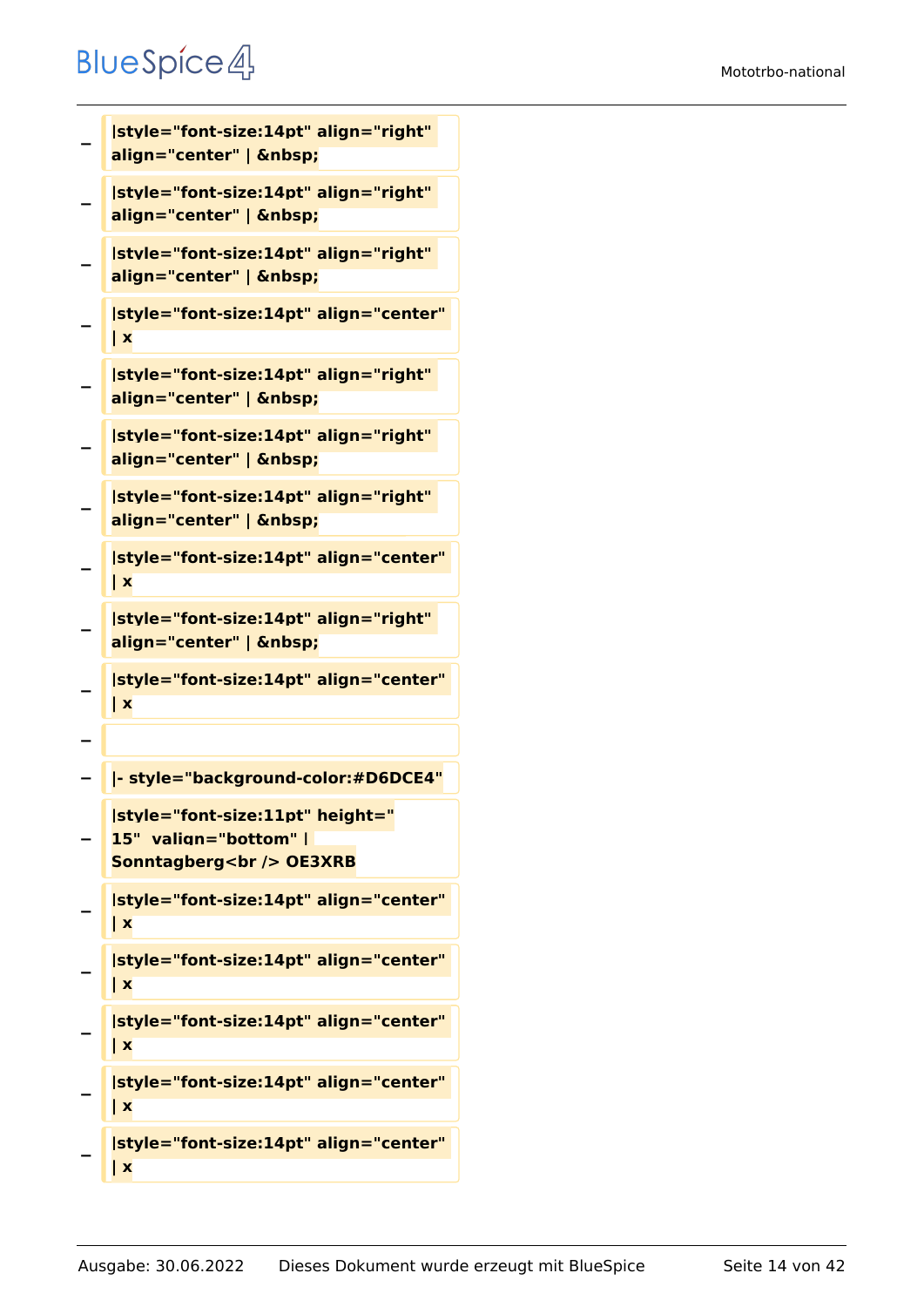− |style="font-size:14pt" align="right" align="center" | &nbsp;

− |style="font-size:14pt" align="right" align="center" | &nbsp;

− |style="font-size:14pt" align="right" align="center" | &nbsp;

− |style="font-size:14pt" align="center" | x

− |style="font-size:14pt" align="right" align="center" | &nbsp;

− |style="font-size:14pt" align="right" align="center" | &nbsp;

− |style="font-size:14pt" align="right" align="center" | &nbsp;

− |style="font-size:14pt" align="center" | x

− |style="font-size:14pt" align="right" align="center" | &nbsp;

− |style="font-size:14pt" align="center" | x

−

− |- style="background-color:#D6DCE4"

− |style="font-size:11pt" height=" 15"  valign="bottom" | Sonntagberg<br /> OE3XRB

− |style="font-size:14pt" align="center" | x

− |style="font-size:14pt" align="center" | x

− |style="font-size:14pt" align="center" | x

− |style="font-size:14pt" align="center" | x

− |style="font-size:14pt" align="center" | x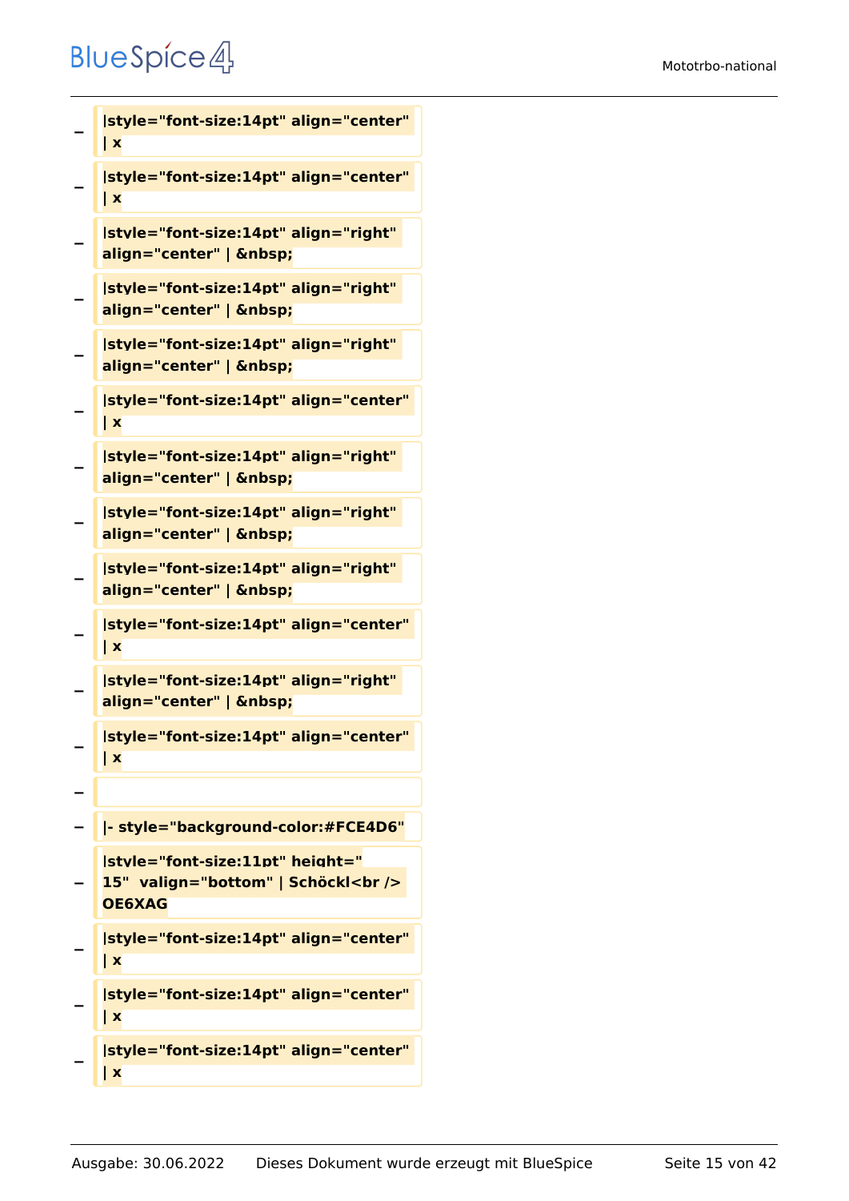− |style="font-size:14pt" align="center" | x

− |style="font-size:14pt" align="center" | x

− |style="font-size:14pt" align="right" align="center" | &nbsp;

− |style="font-size:14pt" align="right" align="center" | &nbsp;

− |style="font-size:14pt" align="right" align="center" | &nbsp;

− |style="font-size:14pt" align="center" | x

− |style="font-size:14pt" align="right" align="center" | &nbsp;

− |style="font-size:14pt" align="right" align="center" | &nbsp;

− |style="font-size:14pt" align="right" align="center" | &nbsp;

− |style="font-size:14pt" align="center" | x

− |style="font-size:14pt" align="right" align="center" | &nbsp;

− |style="font-size:14pt" align="center" | x

−

− |- style="background-color:#FCE4D6"

− |style="font-size:11pt" height=" 15"  valign="bottom" | Schöckl<br /> OE6XAG

− |style="font-size:14pt" align="center" | x

− |style="font-size:14pt" align="center" | x

− |style="font-size:14pt" align="center" | x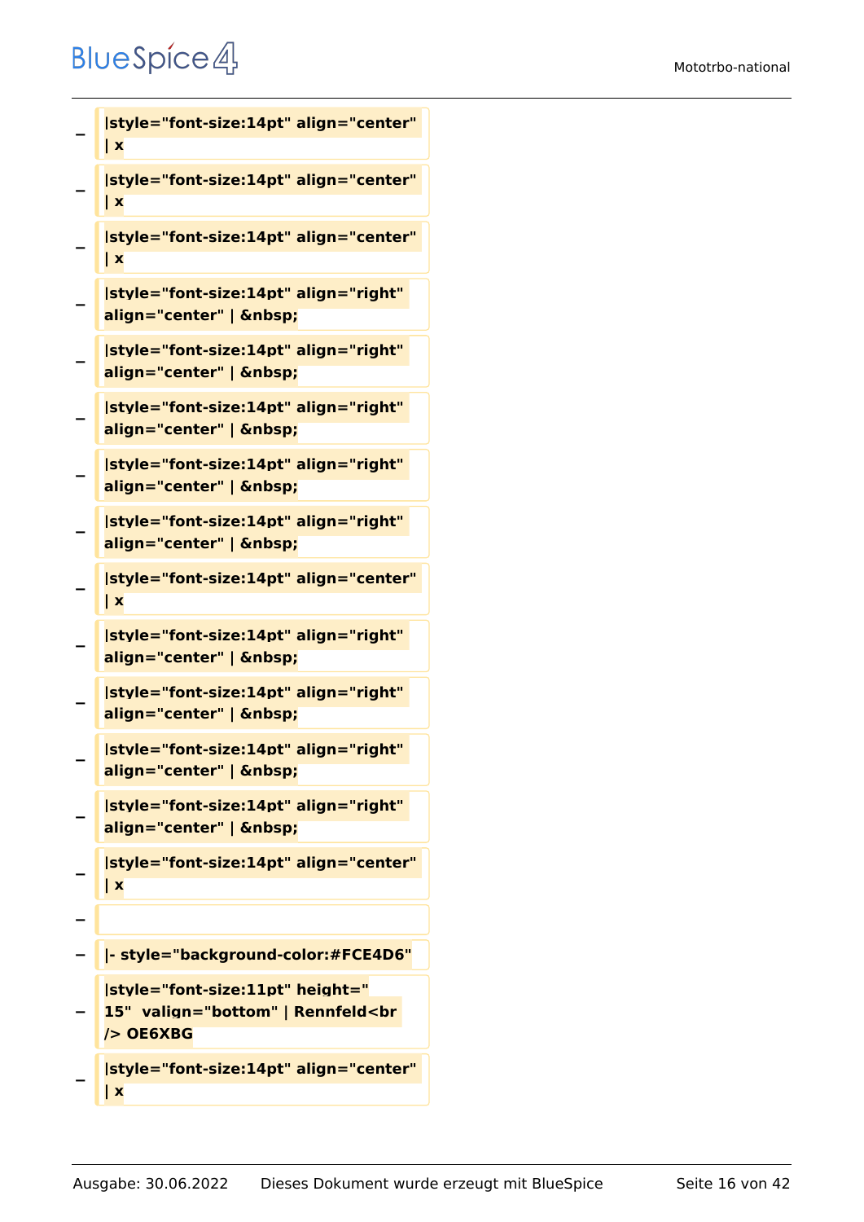− |style="font-size:14pt" align="center" | x

− |style="font-size:14pt" align="center" | x

− |style="font-size:14pt" align="center" | x

− |style="font-size:14pt" align="right" align="center" | &nbsp;

− |style="font-size:14pt" align="right" align="center" | &nbsp;

− |style="font-size:14pt" align="right" align="center" | &nbsp;

− |style="font-size:14pt" align="right" align="center" | &nbsp;

− |style="font-size:14pt" align="right" align="center" | &nbsp;

− |style="font-size:14pt" align="center" | x

− |style="font-size:14pt" align="right" align="center" | &nbsp;

− |style="font-size:14pt" align="right" align="center" | &nbsp;

− |style="font-size:14pt" align="right" align="center" | &nbsp;

− |style="font-size:14pt" align="right" align="center" | &nbsp;

− |style="font-size:14pt" align="center" | x

−

− |- style="background-color:#FCE4D6"

− |style="font-size:11pt" height=" 15"  valign="bottom" | Rennfeld<br /> OE6XBG

− |style="font-size:14pt" align="center" | x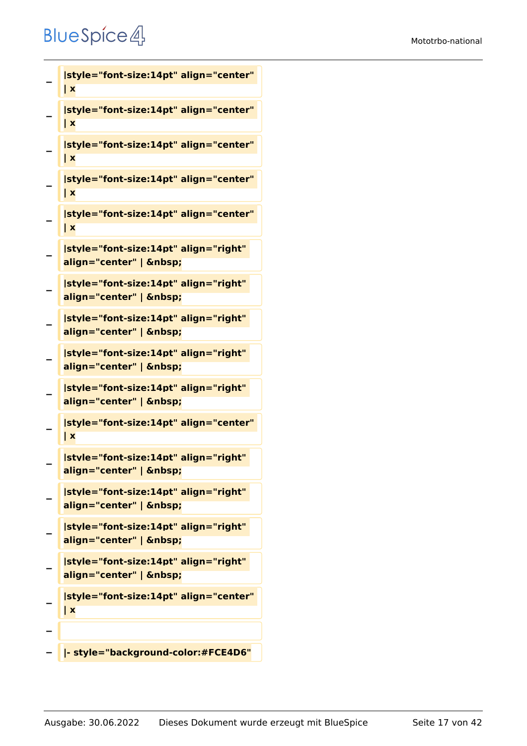− **|style="font-size:14pt" align="center" | x**

− **|style="font-size:14pt" align="center" | x**

− **|style="font-size:14pt" align="center" | x**

− **|style="font-size:14pt" align="center" | x**

− **|style="font-size:14pt" align="center" | x**

− **|style="font-size:14pt" align="right" align="center" | &nbsp;**

− **|style="font-size:14pt" align="right" align="center" | &nbsp;**

− **|style="font-size:14pt" align="right" align="center" | &nbsp;**

− **|style="font-size:14pt" align="right" align="center" | &nbsp;**

− **|style="font-size:14pt" align="right" align="center" | &nbsp;**

− **|style="font-size:14pt" align="center" | x**

− **|style="font-size:14pt" align="right" align="center" | &nbsp;**

− **|style="font-size:14pt" align="right" align="center" | &nbsp;**

− **|style="font-size:14pt" align="right" align="center" | &nbsp;**

− **|style="font-size:14pt" align="right" align="center" | &nbsp;**

− **|style="font-size:14pt" align="center" | x**

−

− **|- style="background-color:#FCE4D6"**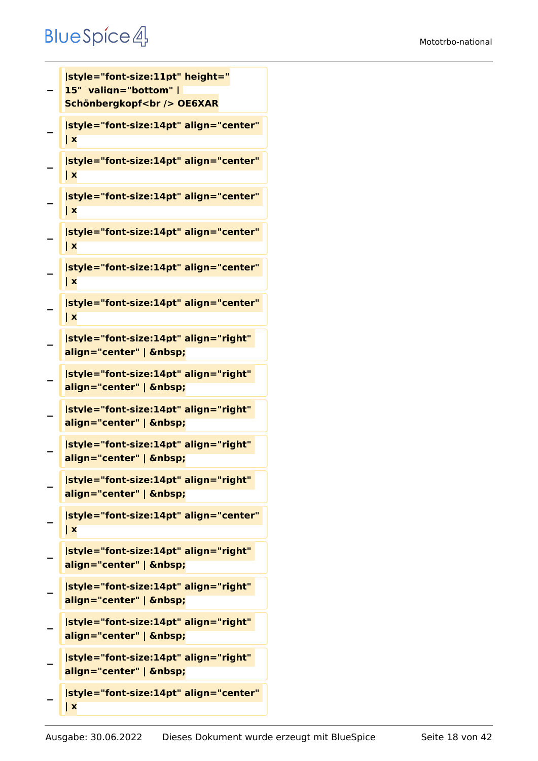− |style="font-size:11pt" height=" 15"  valign="bottom" | Schönbergkopf<br /> OE6XAR

− |style="font-size:14pt" align="center" | x

− |style="font-size:14pt" align="center" | x

− |style="font-size:14pt" align="center" | x

− |style="font-size:14pt" align="center" | x

− |style="font-size:14pt" align="center" | x

− |style="font-size:14pt" align="center" | x

− |style="font-size:14pt" align="right" align="center" | &nbsp;

− |style="font-size:14pt" align="right" align="center" | &nbsp;

− |style="font-size:14pt" align="right" align="center" | &nbsp;

− |style="font-size:14pt" align="right" align="center" | &nbsp;

− |style="font-size:14pt" align="right" align="center" | &nbsp;

− |style="font-size:14pt" align="center" | x

− |style="font-size:14pt" align="right" align="center" | &nbsp;

− |style="font-size:14pt" align="right" align="center" | &nbsp;

− |style="font-size:14pt" align="right" align="center" | &nbsp;

− |style="font-size:14pt" align="right" align="center" | &nbsp;

− |style="font-size:14pt" align="center" | x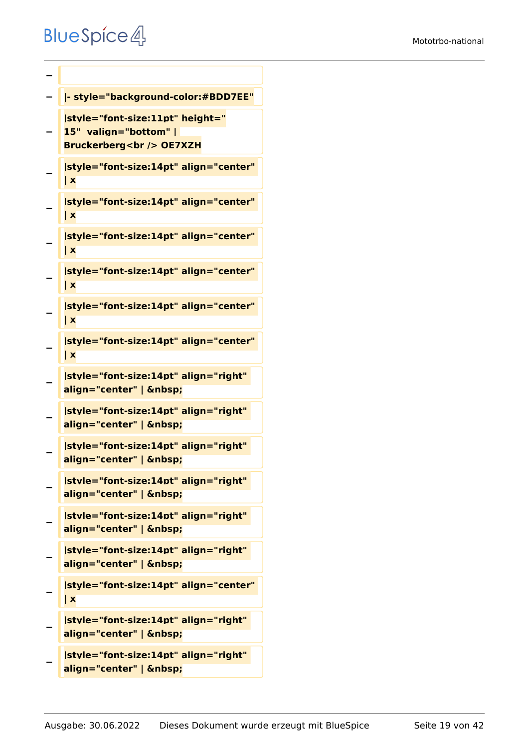−

− **|- style="background-color:#BDD7EE"**

− **|style="font-size:11pt" height=" 15"  valign="bottom" | Bruckerberg<br /> OE7XZH**

− **|style="font-size:14pt" align="center" | x**

− **|style="font-size:14pt" align="center" | x**

− **|style="font-size:14pt" align="center" | x**

− **|style="font-size:14pt" align="center" | x**

− **|style="font-size:14pt" align="center" | x**

− **|style="font-size:14pt" align="center" | x**

− **|style="font-size:14pt" align="right" align="center" | &nbsp;**

− **|style="font-size:14pt" align="right" align="center" | &nbsp;**

− **|style="font-size:14pt" align="right" align="center" | &nbsp;**

− **|style="font-size:14pt" align="right" align="center" | &nbsp;**

− **|style="font-size:14pt" align="right" align="center" | &nbsp;**

− **|style="font-size:14pt" align="right" align="center" | &nbsp;**

− **|style="font-size:14pt" align="center" | x**

− **|style="font-size:14pt" align="right" align="center" | &nbsp;**

− **|style="font-size:14pt" align="right" align="center" | &nbsp;**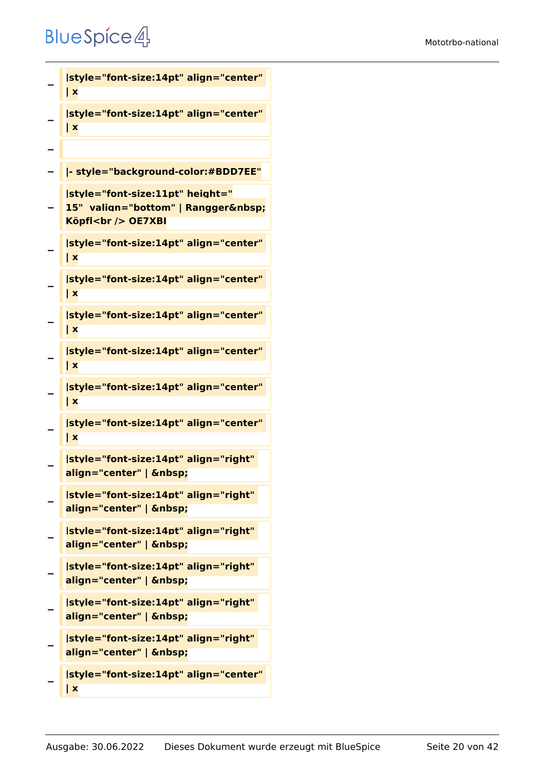−

**|style="font-size:14pt" align="center" | x**

−

**|style="font-size:14pt" align="center" | x**

−

−

**|- style="background-color:#BDD7EE"**

−

**|style="font-size:11pt" height=" 15"  valign="bottom" | Rangger&nbsp; Köpfl<br /> OE7XBI**

−

**|style="font-size:14pt" align="center" | x**

−

**|style="font-size:14pt" align="center" | x**

−

**|style="font-size:14pt" align="center" | x**

−

**|style="font-size:14pt" align="center" | x**

−

**|style="font-size:14pt" align="center" | x**

−

**|style="font-size:14pt" align="center" | x**

−

**|style="font-size:14pt" align="right" align="center" | &nbsp;**

−

**|style="font-size:14pt" align="right" align="center" | &nbsp;**

−

**|style="font-size:14pt" align="right" align="center" | &nbsp;**

−

**|style="font-size:14pt" align="right" align="center" | &nbsp;**

−

**|style="font-size:14pt" align="right" align="center" | &nbsp;**

−

**|style="font-size:14pt" align="right" align="center" | &nbsp;**

−

**|style="font-size:14pt" align="center" | x**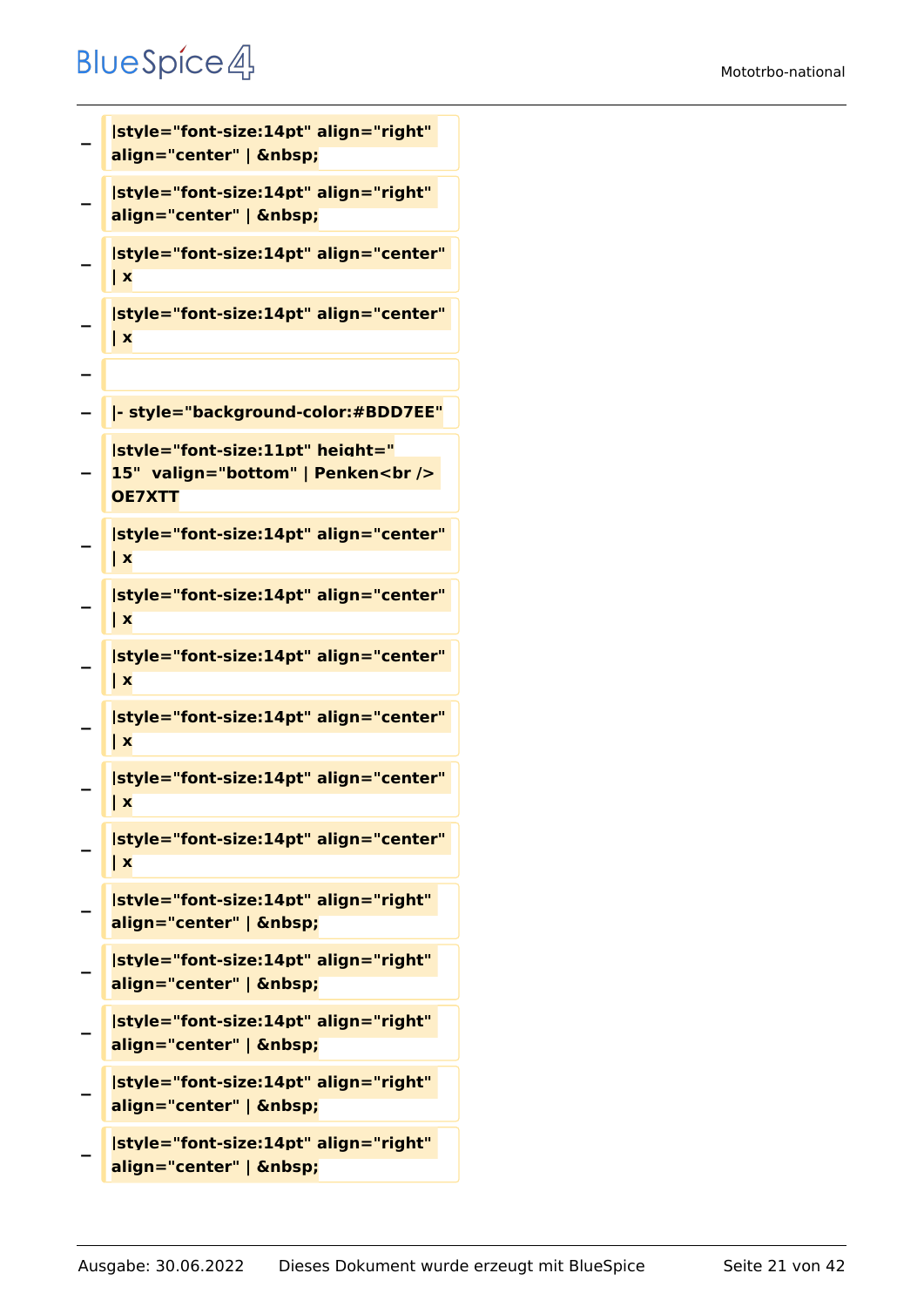− |style="font-size:14pt" align="right" align="center" | &nbsp;

− |style="font-size:14pt" align="right" align="center" | &nbsp;

− |style="font-size:14pt" align="center" | x

− |style="font-size:14pt" align="center" | x

−

− |- style="background-color:#BDD7EE"

− |style="font-size:11pt" height=" 15"  valign="bottom" | Penken<br /> OE7XTT

− |style="font-size:14pt" align="center" | x

− |style="font-size:14pt" align="center" | x

− |style="font-size:14pt" align="center" | x

− |style="font-size:14pt" align="center" | x

− |style="font-size:14pt" align="center" | x

− |style="font-size:14pt" align="center" | x

− |style="font-size:14pt" align="right" align="center" | &nbsp;

− |style="font-size:14pt" align="right" align="center" | &nbsp;

− |style="font-size:14pt" align="right" align="center" | &nbsp;

− |style="font-size:14pt" align="right" align="center" | &nbsp;

− |style="font-size:14pt" align="right" align="center" | &nbsp;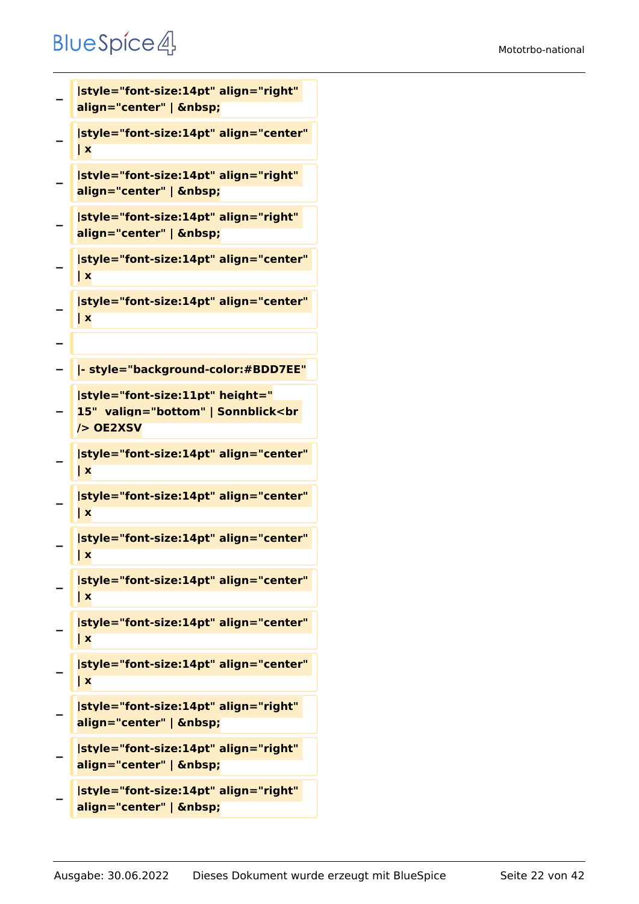− |style="font-size:14pt" align="right" align="center" | &nbsp;

− |style="font-size:14pt" align="center" | x

− |style="font-size:14pt" align="right" align="center" | &nbsp;

− |style="font-size:14pt" align="right" align="center" | &nbsp;

− |style="font-size:14pt" align="center" | x

− |style="font-size:14pt" align="center" | x

−

− |- style="background-color:#BDD7EE"

− |style="font-size:11pt" height=" 15"  valign="bottom" | Sonnblick<br /> OE2XSV

− |style="font-size:14pt" align="center" | x

− |style="font-size:14pt" align="center" | x

− |style="font-size:14pt" align="center" | x

− |style="font-size:14pt" align="center" | x

− |style="font-size:14pt" align="center" | x

− |style="font-size:14pt" align="center" | x

− |style="font-size:14pt" align="right" align="center" | &nbsp;

− |style="font-size:14pt" align="right" align="center" | &nbsp;

− |style="font-size:14pt" align="right" align="center" | &nbsp;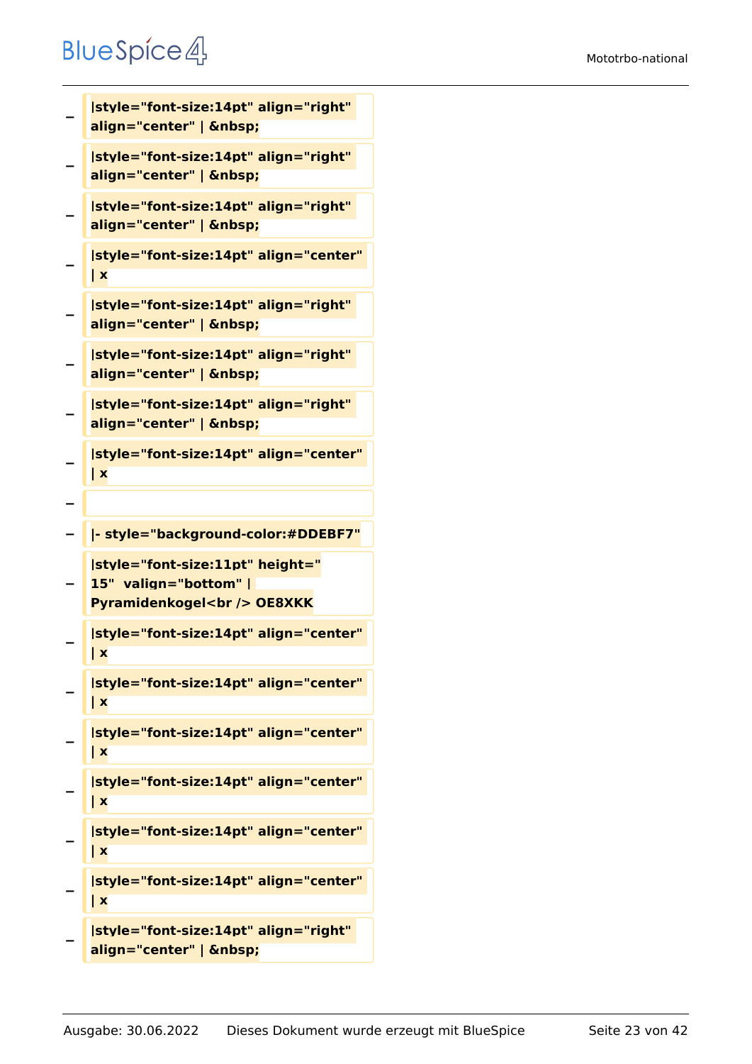− |style="font-size:14pt" align="right" align="center" | &nbsp;

− |style="font-size:14pt" align="right" align="center" | &nbsp;

− |style="font-size:14pt" align="right" align="center" | &nbsp;

− |style="font-size:14pt" align="center" | x

− |style="font-size:14pt" align="right" align="center" | &nbsp;

− |style="font-size:14pt" align="right" align="center" | &nbsp;

− |style="font-size:14pt" align="right" align="center" | &nbsp;

− |style="font-size:14pt" align="center" | x

−

− |- style="background-color:#DDEBF7"

− |style="font-size:11pt" height=" 15"  valign="bottom" | Pyramidenkogel<br /> OE8XKK

− |style="font-size:14pt" align="center" | x

− |style="font-size:14pt" align="center" | x

− |style="font-size:14pt" align="center" | x

− |style="font-size:14pt" align="center" | x

− |style="font-size:14pt" align="center" | x

− |style="font-size:14pt" align="center" | x

− |style="font-size:14pt" align="right" align="center" | &nbsp;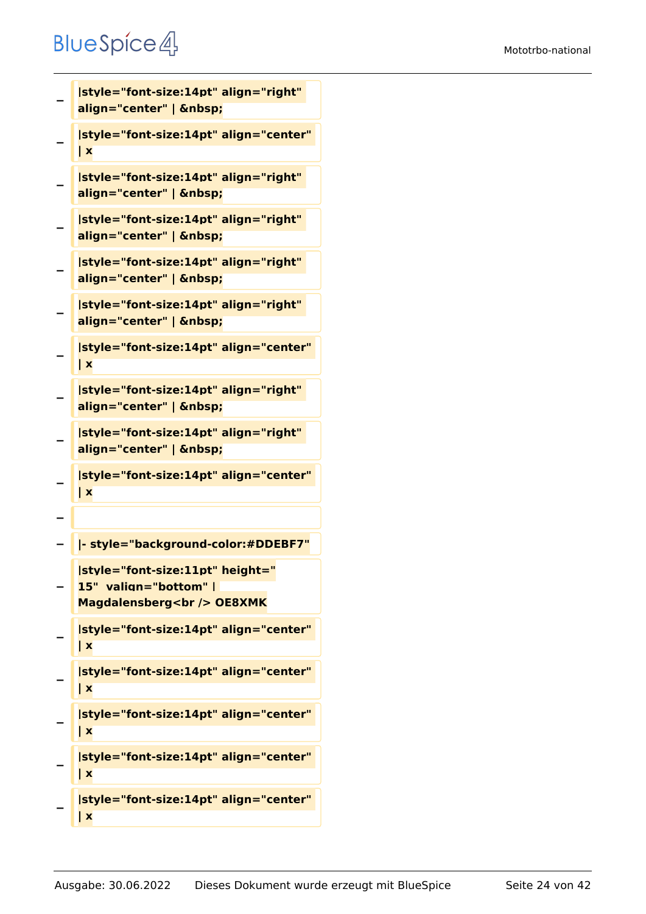− **|style="font-size:14pt" align="right" align="center" | &nbsp;**

− **|style="font-size:14pt" align="center" | x**

− **|style="font-size:14pt" align="right" align="center" | &nbsp;**

− **|style="font-size:14pt" align="right" align="center" | &nbsp;**

− **|style="font-size:14pt" align="right" align="center" | &nbsp;**

− **|style="font-size:14pt" align="right" align="center" | &nbsp;**

− **|style="font-size:14pt" align="center" | x**

− **|style="font-size:14pt" align="right" align="center" | &nbsp;**

− **|style="font-size:14pt" align="right" align="center" | &nbsp;**

− **|style="font-size:14pt" align="center" | x**

−

− **|- style="background-color:#DDEBF7"**

− **|style="font-size:11pt" height=" 15" valign="bottom" | Magdalensberg<br /> OE8XMK**

− **|style="font-size:14pt" align="center" | x**

− **|style="font-size:14pt" align="center" | x**

− **|style="font-size:14pt" align="center" | x**

− **|style="font-size:14pt" align="center" | x**

− **|style="font-size:14pt" align="center" | x**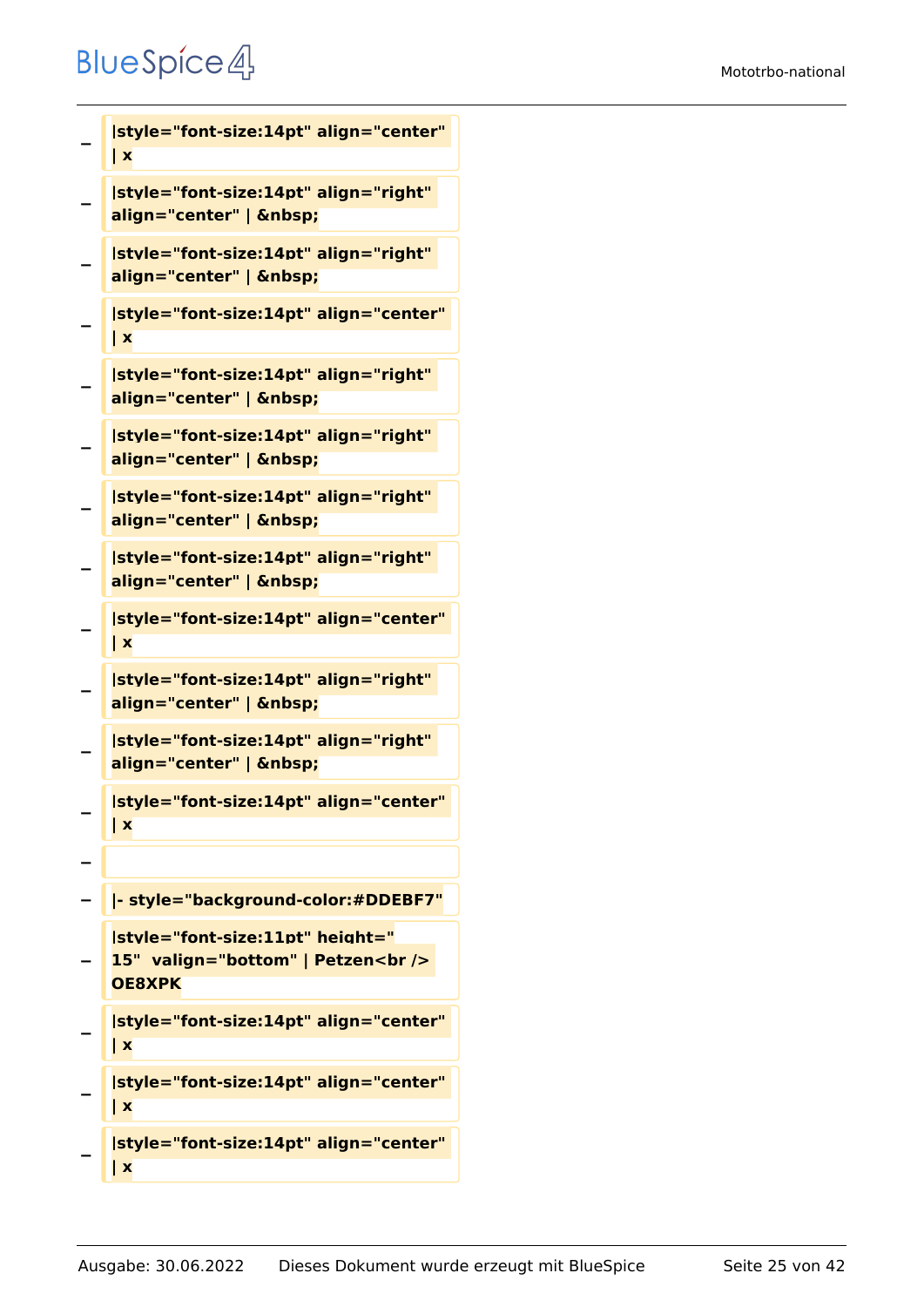− |style="font-size:14pt" align="center" | x

− |style="font-size:14pt" align="right" align="center" | &nbsp;

− |style="font-size:14pt" align="right" align="center" | &nbsp;

− |style="font-size:14pt" align="center" | x

− |style="font-size:14pt" align="right" align="center" | &nbsp;

− |style="font-size:14pt" align="right" align="center" | &nbsp;

− |style="font-size:14pt" align="right" align="center" | &nbsp;

− |style="font-size:14pt" align="right" align="center" | &nbsp;

− |style="font-size:14pt" align="center" | x

− |style="font-size:14pt" align="right" align="center" | &nbsp;

− |style="font-size:14pt" align="right" align="center" | &nbsp;

− |style="font-size:14pt" align="center" | x

−

− |- style="background-color:#DDEBF7"

− |style="font-size:11pt" height=" 15" valign="bottom" | Petzen<br /> OE8XPK

− |style="font-size:14pt" align="center" | x

− |style="font-size:14pt" align="center" | x

− |style="font-size:14pt" align="center" | x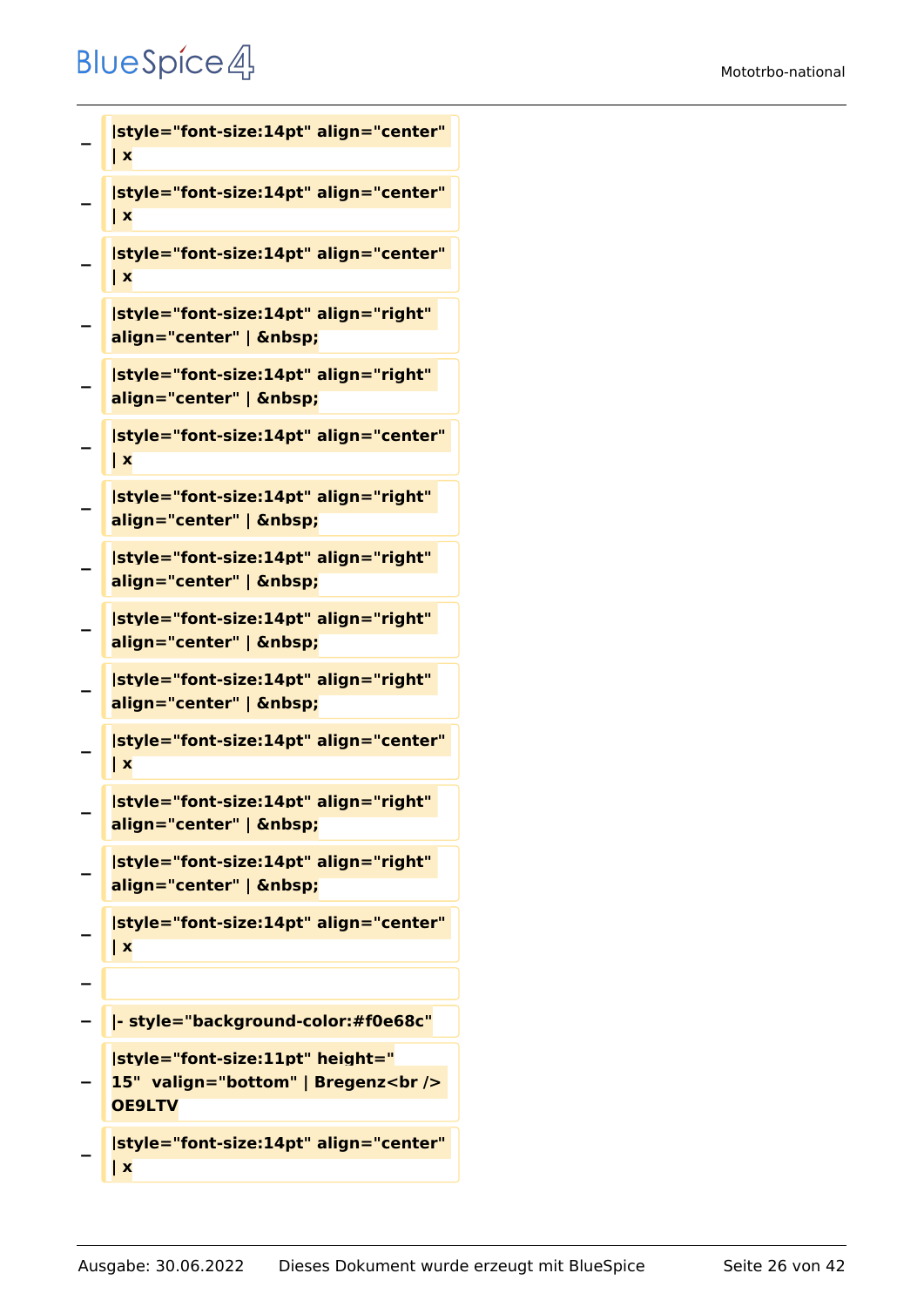| | |
|---|---|
| − | **\|style="font-size:14pt" align="center" \| x** |
| − | **\|style="font-size:14pt" align="center" \| x** |
| − | **\|style="font-size:14pt" align="center" \| x** |
| − | **\|style="font-size:14pt" align="right" align="center" \| &nbsp;** |
| − | **\|style="font-size:14pt" align="right" align="center" \| &nbsp;** |
| − | **\|style="font-size:14pt" align="center" \| x** |
| − | **\|style="font-size:14pt" align="right" align="center" \| &nbsp;** |
| − | **\|style="font-size:14pt" align="right" align="center" \| &nbsp;** |
| − | **\|style="font-size:14pt" align="right" align="center" \| &nbsp;** |
| − | **\|style="font-size:14pt" align="right" align="center" \| &nbsp;** |
| − | **\|style="font-size:14pt" align="center" \| x** |
| − | **\|style="font-size:14pt" align="right" align="center" \| &nbsp;** |
| − | **\|style="font-size:14pt" align="right" align="center" \| &nbsp;** |
| − | **\|style="font-size:14pt" align="center" \| x** |
| − | |
| − | **\|- style="background-color:#f0e68c"** |
| − | **\|style="font-size:11pt" height=" 15"  valign="bottom" \| Bregenz<br /> OE9LTV** |
| − | **\|style="font-size:14pt" align="center" \| x** |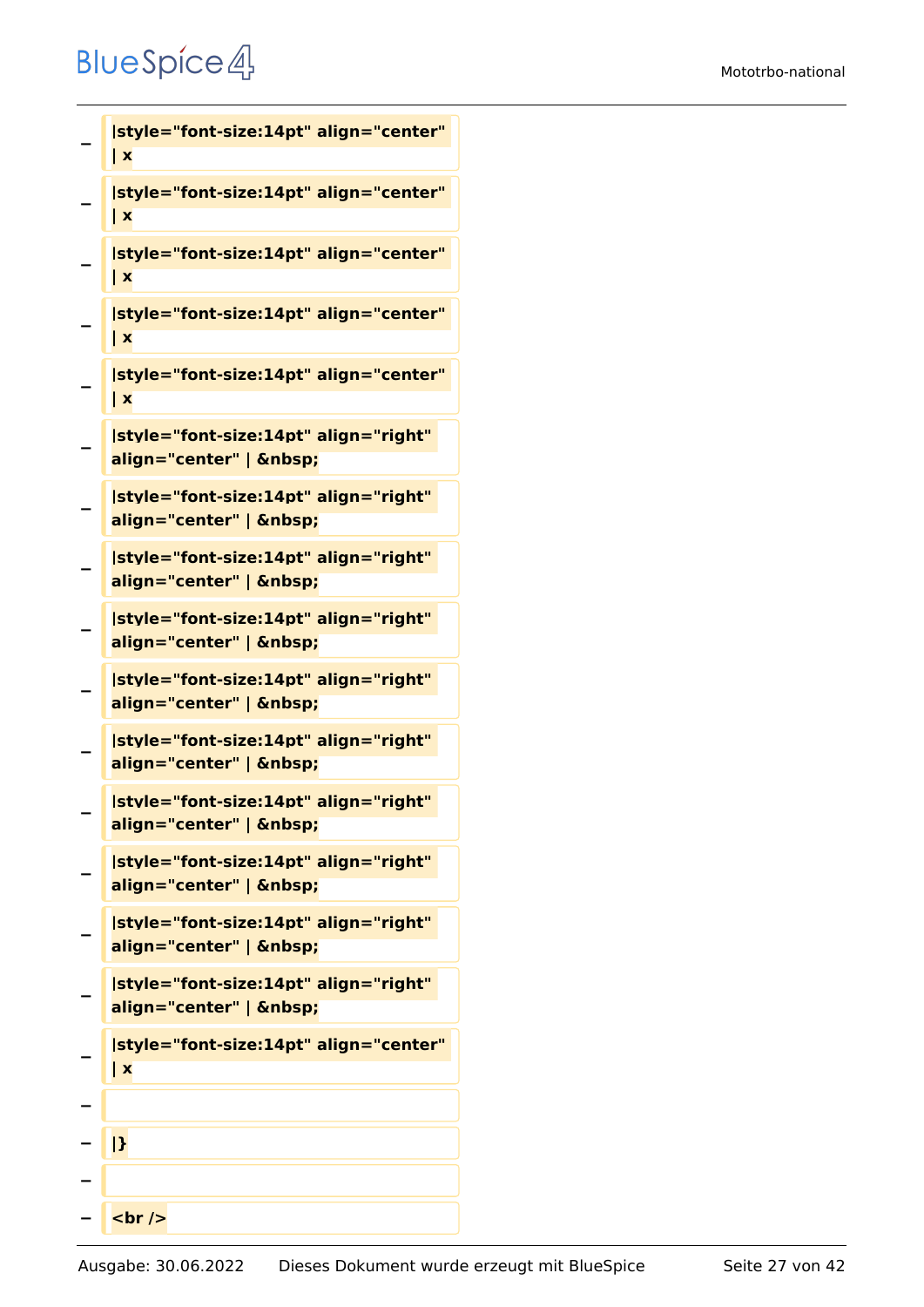− |style="font-size:14pt" align="center" | x

− |style="font-size:14pt" align="center" | x

− |style="font-size:14pt" align="center" | x

− |style="font-size:14pt" align="center" | x

− |style="font-size:14pt" align="center" | x

− |style="font-size:14pt" align="right" align="center" | &nbsp;

− |style="font-size:14pt" align="right" align="center" | &nbsp;

− |style="font-size:14pt" align="right" align="center" | &nbsp;

− |style="font-size:14pt" align="right" align="center" | &nbsp;

− |style="font-size:14pt" align="right" align="center" | &nbsp;

− |style="font-size:14pt" align="right" align="center" | &nbsp;

− |style="font-size:14pt" align="right" align="center" | &nbsp;

− |style="font-size:14pt" align="right" align="center" | &nbsp;

− |style="font-size:14pt" align="right" align="center" | &nbsp;

− |style="font-size:14pt" align="right" align="center" | &nbsp;

− |style="font-size:14pt" align="center" | x

−

− |}

−

− <br />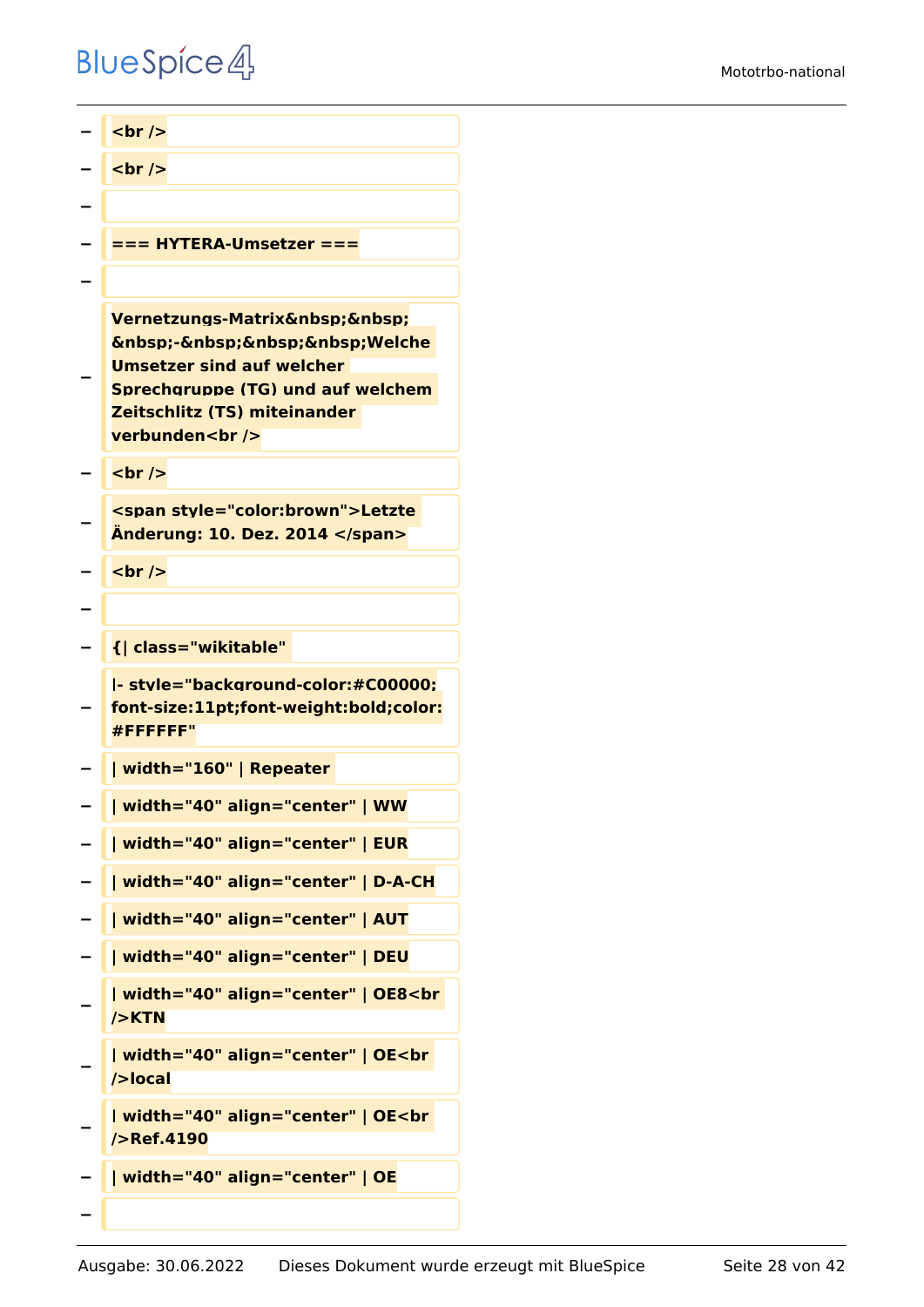− <br />

− <br />

−

− === HYTERA-Umsetzer ===

−

− Vernetzungs-Matrix&nbsp;&nbsp;&nbsp;-&nbsp;&nbsp;&nbsp;Welche Umsetzer sind auf welcher Sprechgruppe (TG) und auf welchem Zeitschlitz (TS) miteinander verbunden<br />

− <br />

− <span style="color:brown">Letzte Änderung: 10. Dez. 2014 </span>

− <br />

−

− {| class="wikitable"

− |- style="background-color:#C00000; font-size:11pt;font-weight:bold;color:#FFFFFF"

− | width="160" | Repeater

− | width="40" align="center" | WW

− | width="40" align="center" | EUR

− | width="40" align="center" | D-A-CH

− | width="40" align="center" | AUT

− | width="40" align="center" | DEU

− | width="40" align="center" | OE8<br />KTN

− | width="40" align="center" | OE<br />local

− | width="40" align="center" | OE<br />Ref.4190

− | width="40" align="center" | OE

−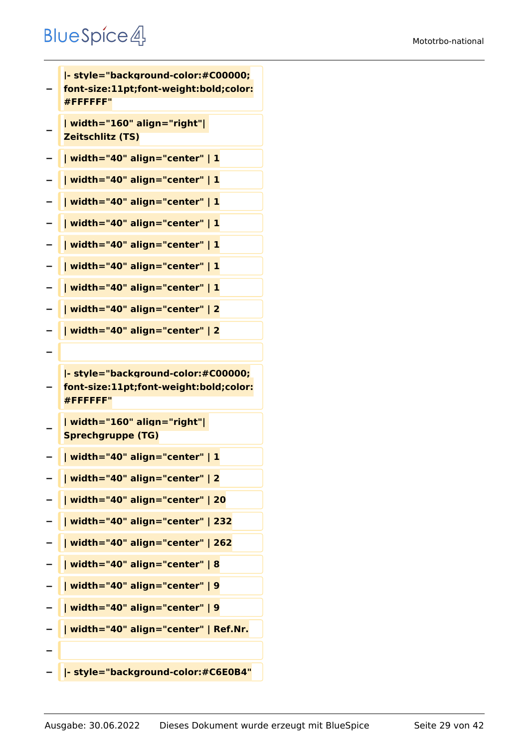−
|- style="background-color:#C00000; font-size:11pt;font-weight:bold;color:#FFFFFF"

−
| width="160" align="right"| Zeitschlitz (TS)

− | width="40" align="center" | 1

− | width="40" align="center" | 1

− | width="40" align="center" | 1

− | width="40" align="center" | 1

− | width="40" align="center" | 1

− | width="40" align="center" | 1

− | width="40" align="center" | 1

− | width="40" align="center" | 2

− | width="40" align="center" | 2

−

−
|- style="background-color:#C00000; font-size:11pt;font-weight:bold;color:#FFFFFF"

−
| width="160" align="right"| Sprechgruppe (TG)

− | width="40" align="center" | 1

− | width="40" align="center" | 2

− | width="40" align="center" | 20

− | width="40" align="center" | 232

− | width="40" align="center" | 262

− | width="40" align="center" | 8

− | width="40" align="center" | 9

− | width="40" align="center" | 9

− | width="40" align="center" | Ref.Nr.

−

− |- style="background-color:#C6E0B4"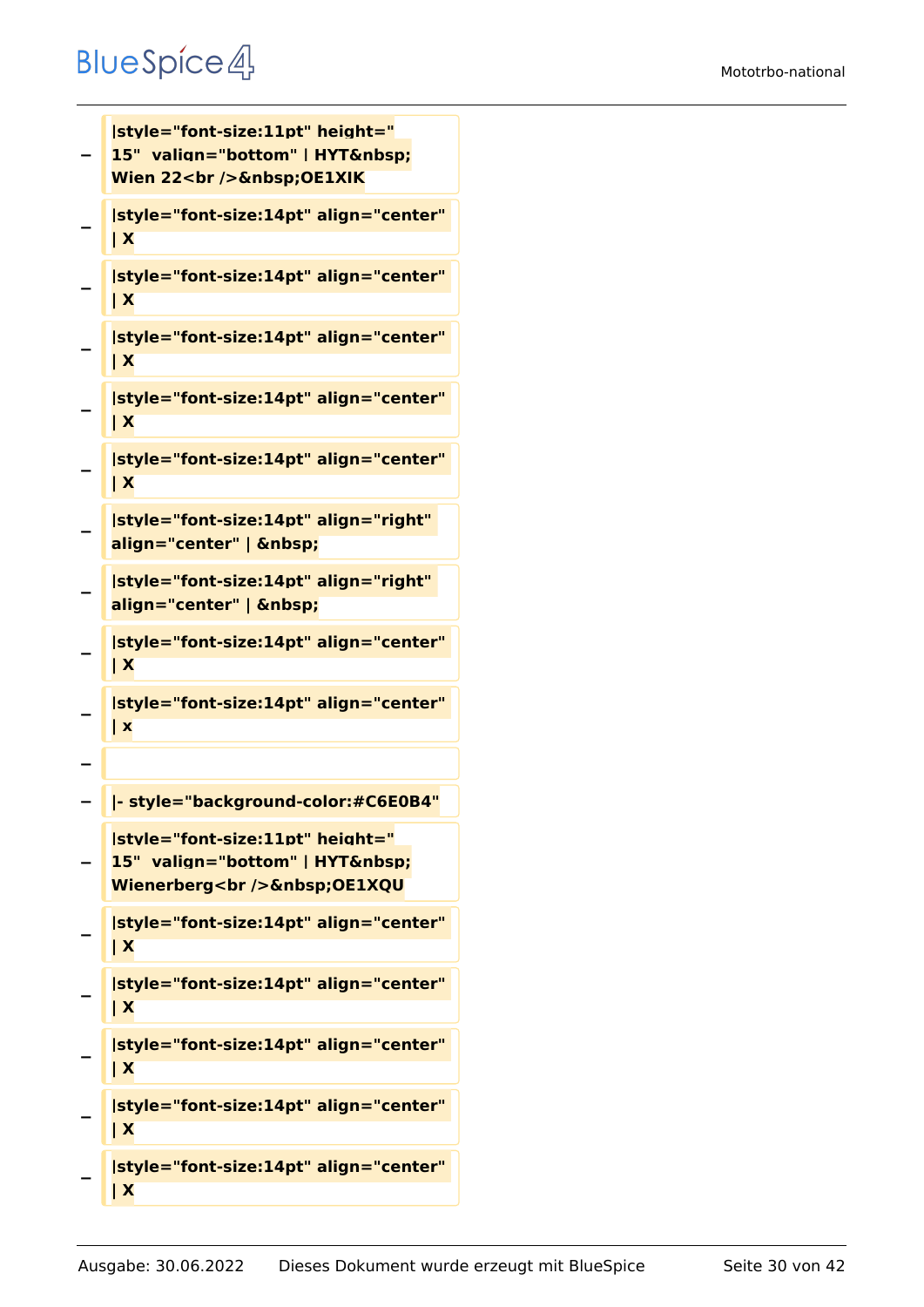− |style="font-size:11pt" height=" 15"  valign="bottom" | HYT&nbsp; Wien 22<br />&nbsp;OE1XIK

− |style="font-size:14pt" align="center" | X

− |style="font-size:14pt" align="center" | X

− |style="font-size:14pt" align="center" | X

− |style="font-size:14pt" align="center" | X

− |style="font-size:14pt" align="center" | X

− |style="font-size:14pt" align="right" align="center" | &nbsp;

− |style="font-size:14pt" align="right" align="center" | &nbsp;

− |style="font-size:14pt" align="center" | X

− |style="font-size:14pt" align="center" | x

−

− |- style="background-color:#C6E0B4"

− |style="font-size:11pt" height=" 15"  valign="bottom" | HYT&nbsp; Wienerberg<br />&nbsp;OE1XQU

− |style="font-size:14pt" align="center" | X

− |style="font-size:14pt" align="center" | X

− |style="font-size:14pt" align="center" | X

− |style="font-size:14pt" align="center" | X

− |style="font-size:14pt" align="center" | X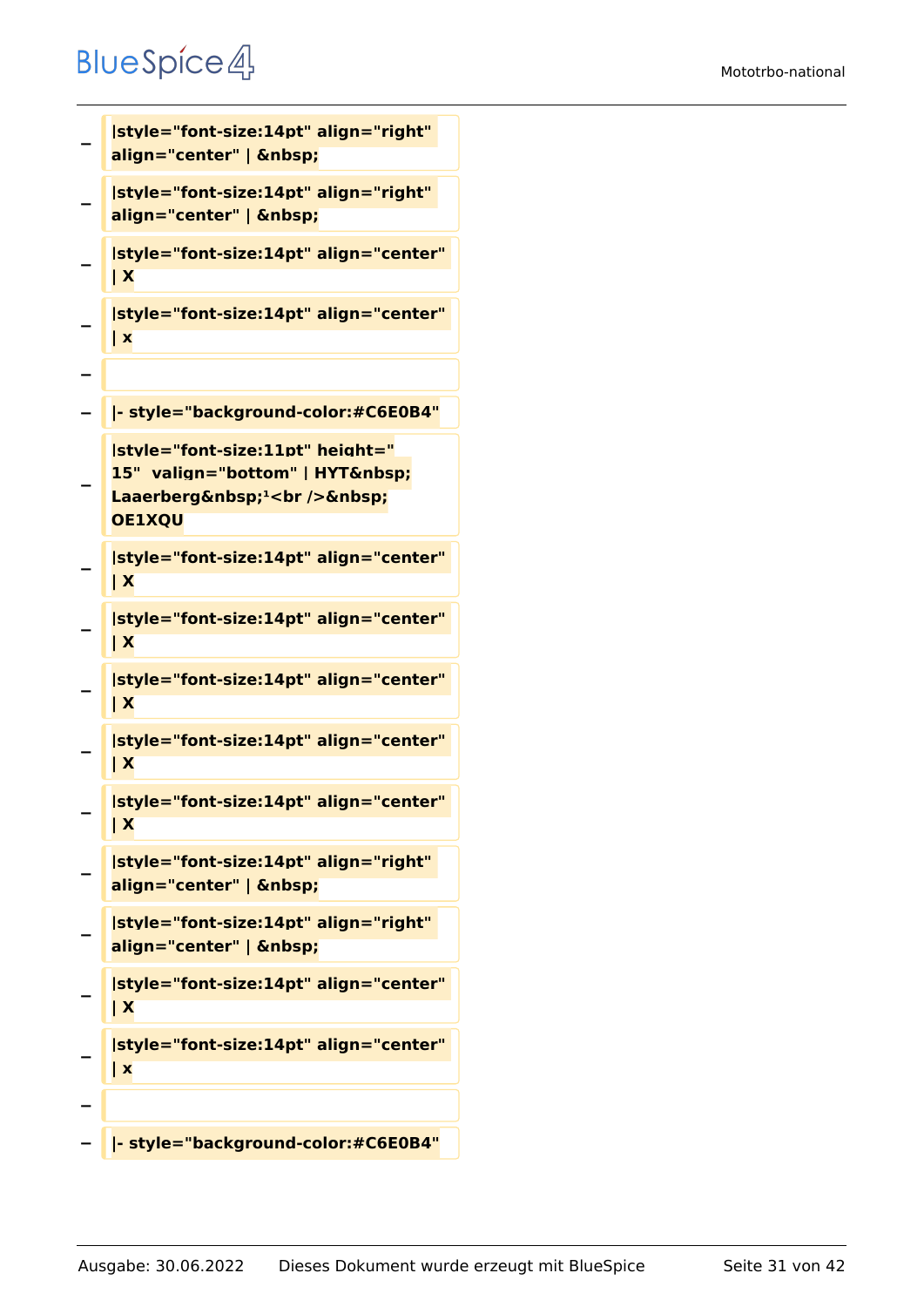− **|style="font-size:14pt" align="right" align="center" | &nbsp;**

− **|style="font-size:14pt" align="right" align="center" | &nbsp;**

− **|style="font-size:14pt" align="center" | X**

− **|style="font-size:14pt" align="center" | x**

−

− **|- style="background-color:#C6E0B4"**

− **|style="font-size:11pt" height=" 15"  valign="bottom" | HYT&nbsp; Laaerberg&nbsp;¹<br />&nbsp; OE1XQU**

− **|style="font-size:14pt" align="center" | X**

− **|style="font-size:14pt" align="center" | X**

− **|style="font-size:14pt" align="center" | X**

− **|style="font-size:14pt" align="center" | X**

− **|style="font-size:14pt" align="center" | X**

− **|style="font-size:14pt" align="right" align="center" | &nbsp;**

− **|style="font-size:14pt" align="right" align="center" | &nbsp;**

− **|style="font-size:14pt" align="center" | X**

− **|style="font-size:14pt" align="center" | x**

−

− **|- style="background-color:#C6E0B4"**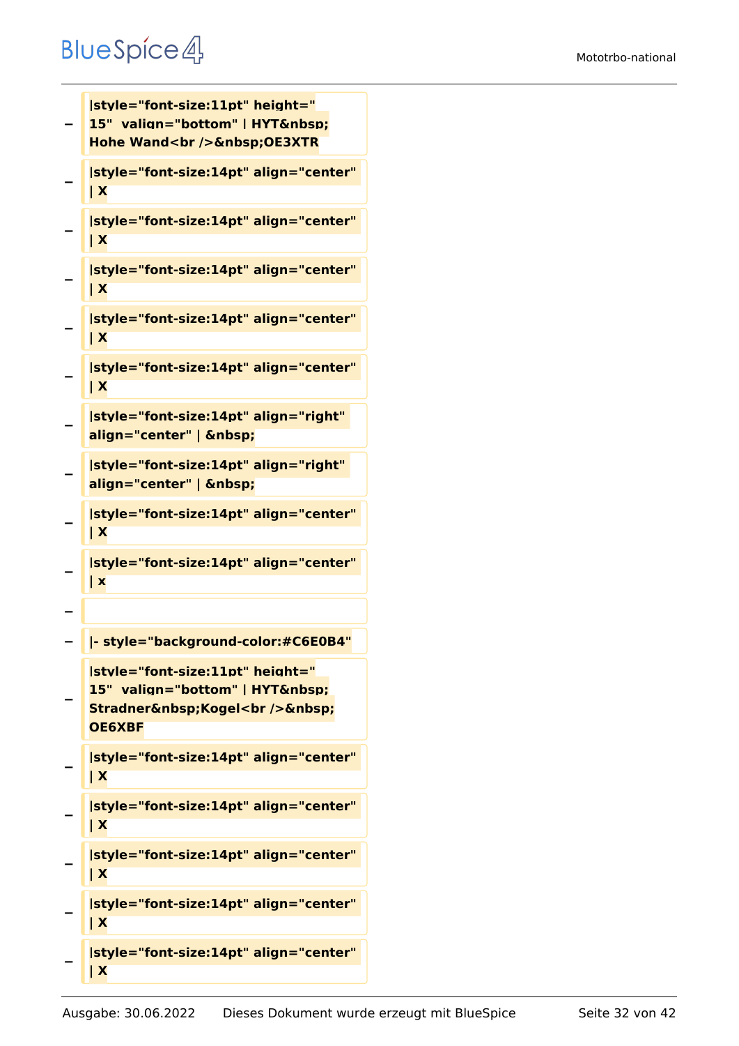−

**|style="font-size:11pt" height=" 15" valign="bottom" | HYT&nbsp; Hohe Wand<br />&nbsp;OE3XTR**

−

**|style="font-size:14pt" align="center" | X**

−

**|style="font-size:14pt" align="center" | X**

−

**|style="font-size:14pt" align="center" | X**

−

**|style="font-size:14pt" align="center" | X**

−

**|style="font-size:14pt" align="center" | X**

−

**|style="font-size:14pt" align="right" align="center" | &nbsp;**

−

**|style="font-size:14pt" align="right" align="center" | &nbsp;**

−

**|style="font-size:14pt" align="center" | X**

−

**|style="font-size:14pt" align="center" | x**

−

−

**|- style="background-color:#C6E0B4"**

−

**|style="font-size:11pt" height=" 15" valign="bottom" | HYT&nbsp; Stradner&nbsp;Kogel<br />&nbsp; OE6XBF**

−

**|style="font-size:14pt" align="center" | X**

−

**|style="font-size:14pt" align="center" | X**

−

**|style="font-size:14pt" align="center" | X**

−

**|style="font-size:14pt" align="center" | X**

−

**|style="font-size:14pt" align="center" | X**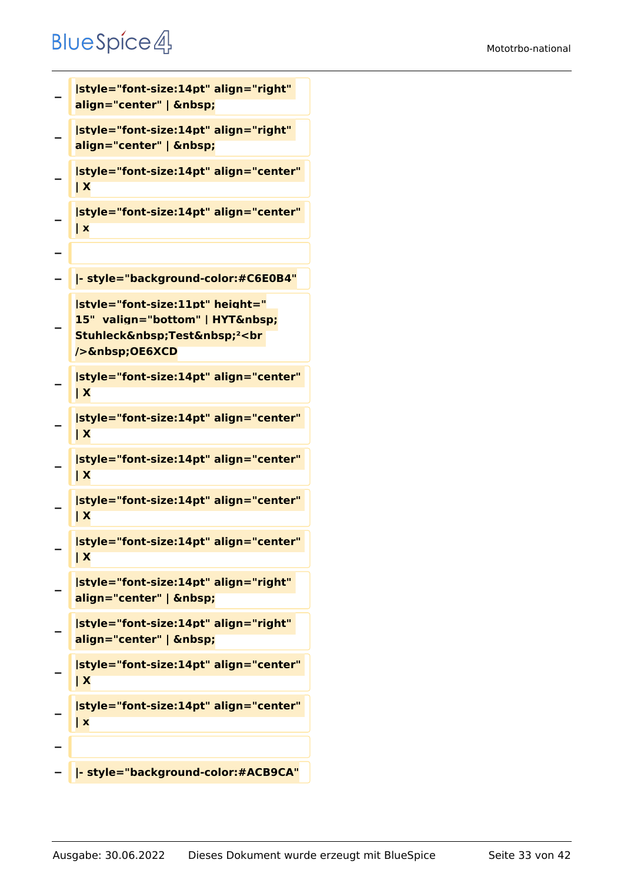− |style="font-size:14pt" align="right" align="center" | &nbsp;

− |style="font-size:14pt" align="right" align="center" | &nbsp;

− |style="font-size:14pt" align="center" | X

− |style="font-size:14pt" align="center" | x

−

− |- style="background-color:#C6E0B4"

− |style="font-size:11pt" height=" 15"  valign="bottom" | HYT&nbsp; Stuhleck&nbsp;Test&nbsp;²<br />&nbsp;OE6XCD

− |style="font-size:14pt" align="center" | X

− |style="font-size:14pt" align="center" | X

− |style="font-size:14pt" align="center" | X

− |style="font-size:14pt" align="center" | X

− |style="font-size:14pt" align="center" | X

− |style="font-size:14pt" align="right" align="center" | &nbsp;

− |style="font-size:14pt" align="right" align="center" | &nbsp;

− |style="font-size:14pt" align="center" | X

− |style="font-size:14pt" align="center" | x

−

− |- style="background-color:#ACB9CA"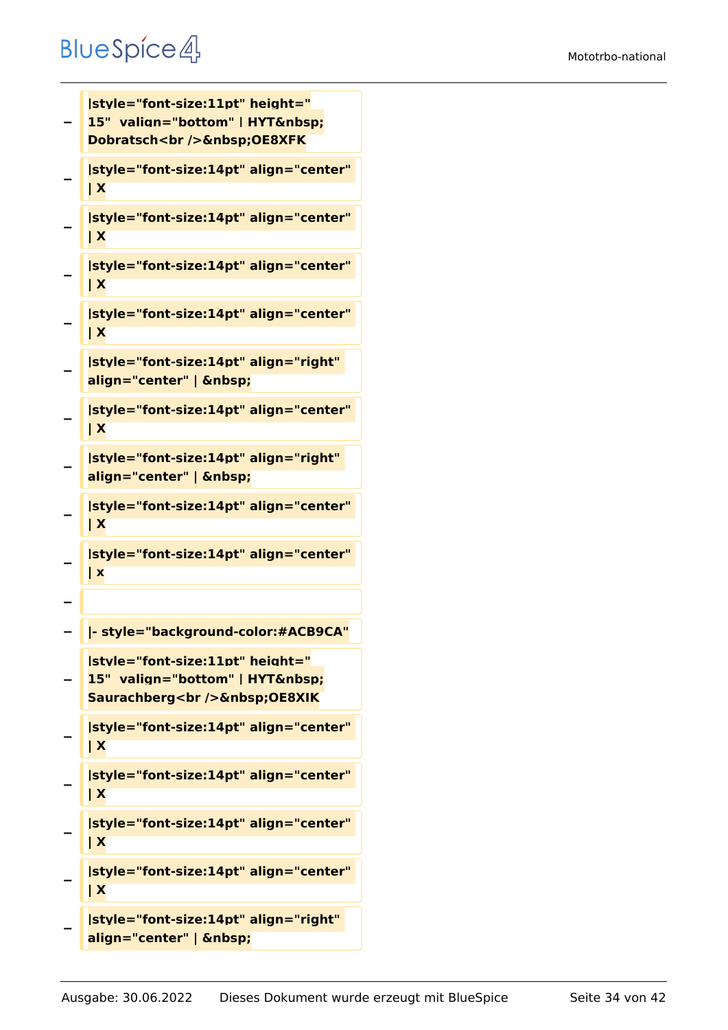```
−  |style="font-size:11pt" height="
   15"  valign="bottom" | HYT&nbsp;
   Dobratsch<br />&nbsp;OE8XFK
−  |style="font-size:14pt" align="center"
   | X
−  |style="font-size:14pt" align="center"
   | X
−  |style="font-size:14pt" align="center"
   | X
−  |style="font-size:14pt" align="center"
   | X
−  |style="font-size:14pt" align="right"
   align="center" | &nbsp;
−  |style="font-size:14pt" align="center"
   | X
−  |style="font-size:14pt" align="right"
   align="center" | &nbsp;
−  |style="font-size:14pt" align="center"
   | X
−  |style="font-size:14pt" align="center"
   | x
−  
−  |- style="background-color:#ACB9CA"
−  |style="font-size:11pt" height="
   15"  valign="bottom" | HYT&nbsp;
   Saurachberg<br />&nbsp;OE8XIK
−  |style="font-size:14pt" align="center"
   | X
−  |style="font-size:14pt" align="center"
   | X
−  |style="font-size:14pt" align="center"
   | X
−  |style="font-size:14pt" align="center"
   | X
−  |style="font-size:14pt" align="right"
   align="center" | &nbsp;
```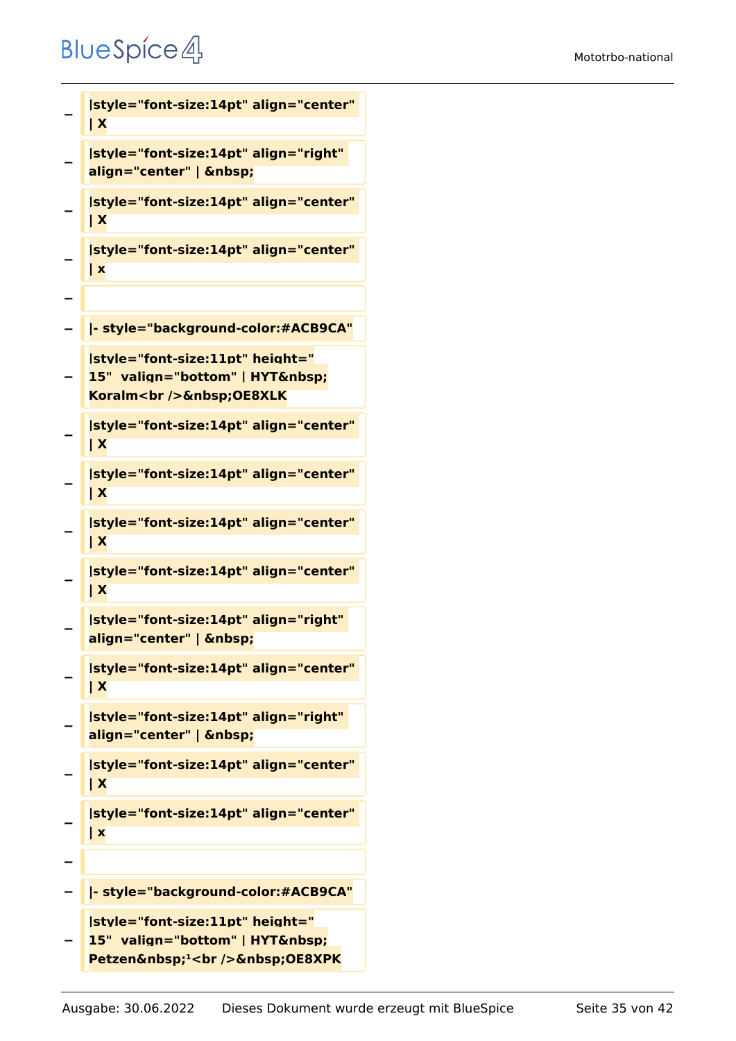−
|style="font-size:14pt" align="center" | X

−
|style="font-size:14pt" align="right" align="center" | &nbsp;

−
|style="font-size:14pt" align="center" | X

−
|style="font-size:14pt" align="center" | x

−

−
|- style="background-color:#ACB9CA"

−
|style="font-size:11pt" height=" 15"  valign="bottom" | HYT&nbsp; Koralm<br />&nbsp;OE8XLK

−
|style="font-size:14pt" align="center" | X

−
|style="font-size:14pt" align="center" | X

−
|style="font-size:14pt" align="center" | X

−
|style="font-size:14pt" align="center" | X

−
|style="font-size:14pt" align="right" align="center" | &nbsp;

−
|style="font-size:14pt" align="center" | X

−
|style="font-size:14pt" align="right" align="center" | &nbsp;

−
|style="font-size:14pt" align="center" | X

−
|style="font-size:14pt" align="center" | x

−

−
|- style="background-color:#ACB9CA"

−
|style="font-size:11pt" height=" 15"  valign="bottom" | HYT&nbsp; Petzen&nbsp;¹<br />&nbsp;OE8XPK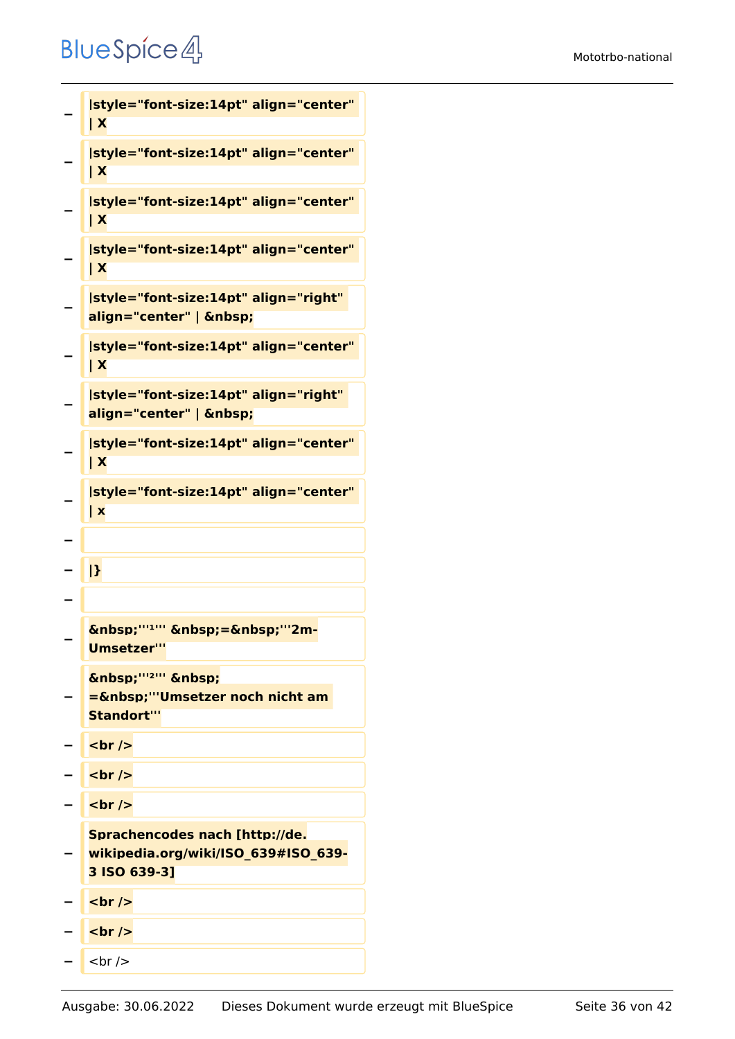```
−  |style="font-size:14pt" align="center"
   | X
−  |style="font-size:14pt" align="center"
   | X
−  |style="font-size:14pt" align="center"
   | X
−  |style="font-size:14pt" align="center"
   | X
−  |style="font-size:14pt" align="right"
   align="center" | &nbsp;
−  |style="font-size:14pt" align="center"
   | X
−  |style="font-size:14pt" align="right"
   align="center" | &nbsp;
−  |style="font-size:14pt" align="center"
   | X
−  |style="font-size:14pt" align="center"
   | x
−  
−  |}
−  
−  &nbsp;'''¹''' &nbsp;=&nbsp;'''2m-
   Umsetzer'''
−  &nbsp;'''²''' &nbsp;
   =&nbsp;'''Umsetzer noch nicht am
   Standort'''
−  <br />
−  <br />
−  <br />
−  Sprachencodes nach [http://de.
   wikipedia.org/wiki/ISO_639#ISO_639-
   3 ISO 639-3]
−  <br />
−  <br />
−  <br />
```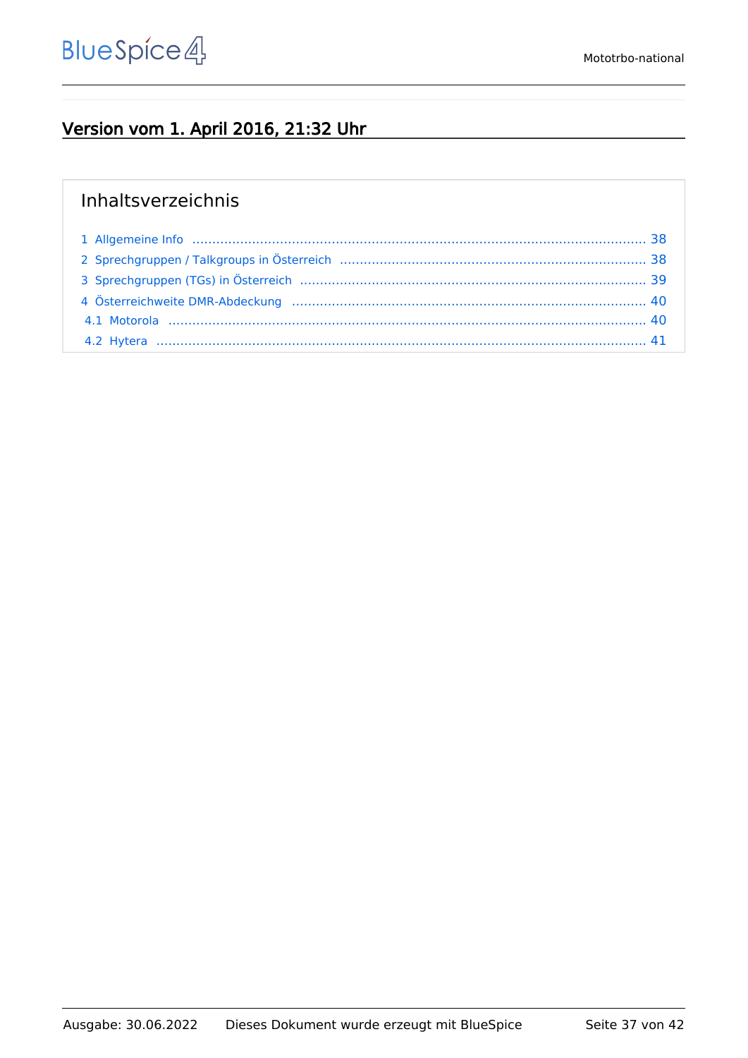## Version vom 1. April 2016, 21:32 Uhr

Inhaltsverzeichnis

1 Allgemeine Info ..... 38
2 Sprechgruppen / Talkgroups in Österreich ..... 38
3 Sprechgruppen (TGs) in Österreich ..... 39
4 Österreichweite DMR-Abdeckung ..... 40
 4.1 Motorola ..... 40
 4.2 Hytera ..... 41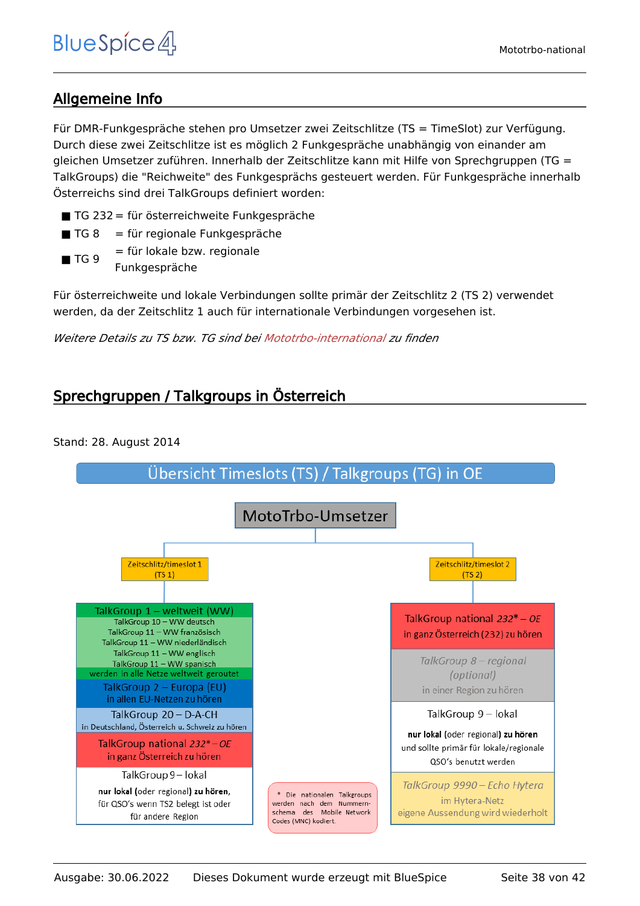## Allgemeine Info

Für DMR-Funkgespräche stehen pro Umsetzer zwei Zeitschlitze (TS = TimeSlot) zur Verfügung. Durch diese zwei Zeitschlitze ist es möglich 2 Funkgespräche unabhängig von einander am gleichen Umsetzer zuführen. Innerhalb der Zeitschlitze kann mit Hilfe von Sprechgruppen (TG = TalkGroups) die "Reichweite" des Funkgesprächs gesteuert werden. Für Funkgespräche innerhalb Österreichs sind drei TalkGroups definiert worden:

- TG 232 = für österreichweite Funkgespräche
- TG 8 = für regionale Funkgespräche
- TG 9 = für lokale bzw. regionale Funkgespräche

Für österreichweite und lokale Verbindungen sollte primär der Zeitschlitz 2 (TS 2) verwendet werden, da der Zeitschlitz 1 auch für internationale Verbindungen vorgesehen ist.

*Weitere Details zu TS bzw. TG sind bei Mototrbo-international zu finden*

## Sprechgruppen / Talkgroups in Österreich

Stand: 28. August 2014

**Übersicht Timeslots (TS) / Talkgroups (TG) in OE**

MotoTrbo-Umsetzer

| Zeitschlitz/timeslot 1 (TS 1) | Zeitschlitz/timeslot 2 (TS 2) |
|---|---|
| **TalkGroup 1 – weltweit (WW)**<br>TalkGroup 10 – WW deutsch<br>TalkGroup 11 – WW französisch<br>TalkGroup 11 – WW niederländisch<br>TalkGroup 11 – WW englisch<br>TalkGroup 11 – WW spanisch<br>werden in alle Netze weltweit geroutet | **TalkGroup national 232* – OE**<br>in ganz Österreich (232) zu hören |
| **TalkGroup 2 – Europa (EU)**<br>in allen EU-Netzen zu hören | *TalkGroup 8 – regional (optional)*<br>in einer Region zu hören |
| **TalkGroup 20 – D-A-CH**<br>in Deutschland, Österreich u. Schweiz zu hören | **TalkGroup 9 – lokal**<br>**nur lokal** (oder regional) **zu hören** und sollte primär für lokale/regionale QSO's benutzt werden |
| **TalkGroup national 232* – OE**<br>in ganz Österreich zu hören | *TalkGroup 9990 – Echo Hytera*<br>im Hytera-Netz<br>eigene Aussendung wird wiederholt |
| **TalkGroup 9 – lokal**<br>**nur lokal** (oder regional) **zu hören,** für QSO's wenn TS2 belegt ist oder für andere Region | |

\* Die nationalen Talkgroups werden nach dem Nummernschema des Mobile Network Codes (MNC) kodiert.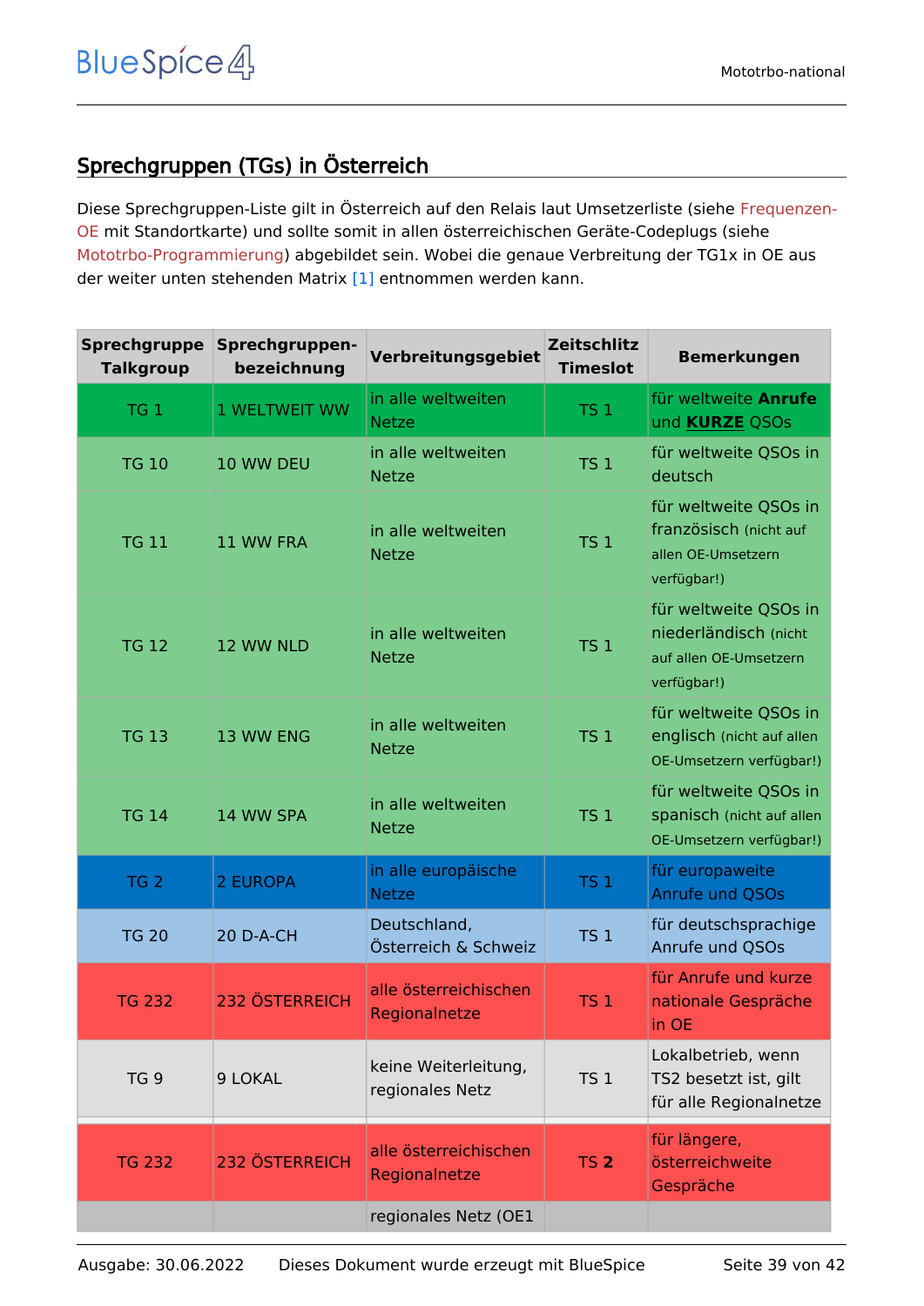## Sprechgruppen (TGs) in Österreich

Diese Sprechgruppen-Liste gilt in Österreich auf den Relais laut Umsetzerliste (siehe Frequenzen-OE mit Standortkarte) und sollte somit in allen österreichischen Geräte-Codeplugs (siehe Mototrbo-Programmierung) abgebildet sein. Wobei die genaue Verbreitung der TG1x in OE aus der weiter unten stehenden Matrix [1] entnommen werden kann.

| Sprechgruppe Talkgroup | Sprechgruppen-bezeichnung | Verbreitungsgebiet | Zeitschlitz Timeslot | Bemerkungen |
|---|---|---|---|---|
| TG 1 | 1 WELTWEIT WW | in alle weltweiten Netze | TS 1 | für weltweite **Anrufe** und **KURZE** QSOs |
| TG 10 | 10 WW DEU | in alle weltweiten Netze | TS 1 | für weltweite QSOs in deutsch |
| TG 11 | 11 WW FRA | in alle weltweiten Netze | TS 1 | für weltweite QSOs in französisch (nicht auf allen OE-Umsetzern verfügbar!) |
| TG 12 | 12 WW NLD | in alle weltweiten Netze | TS 1 | für weltweite QSOs in niederländisch (nicht auf allen OE-Umsetzern verfügbar!) |
| TG 13 | 13 WW ENG | in alle weltweiten Netze | TS 1 | für weltweite QSOs in englisch (nicht auf allen OE-Umsetzern verfügbar!) |
| TG 14 | 14 WW SPA | in alle weltweiten Netze | TS 1 | für weltweite QSOs in spanisch (nicht auf allen OE-Umsetzern verfügbar!) |
| TG 2 | 2 EUROPA | in alle europäische Netze | TS 1 | für europaweite Anrufe und QSOs |
| TG 20 | 20 D-A-CH | Deutschland, Österreich & Schweiz | TS 1 | für deutschsprachige Anrufe und QSOs |
| TG 232 | 232 ÖSTERREICH | alle österreichischen Regionalnetze | TS 1 | für Anrufe und kurze nationale Gespräche in OE |
| TG 9 | 9 LOKAL | keine Weiterleitung, regionales Netz | TS 1 | Lokalbetrieb, wenn TS2 besetzt ist, gilt für alle Regionalnetze |
| | | | | |
| TG 232 | 232 ÖSTERREICH | alle österreichischen Regionalnetze | TS **2** | für längere, österreichweite Gespräche |
| | | regionales Netz (OE1 | | |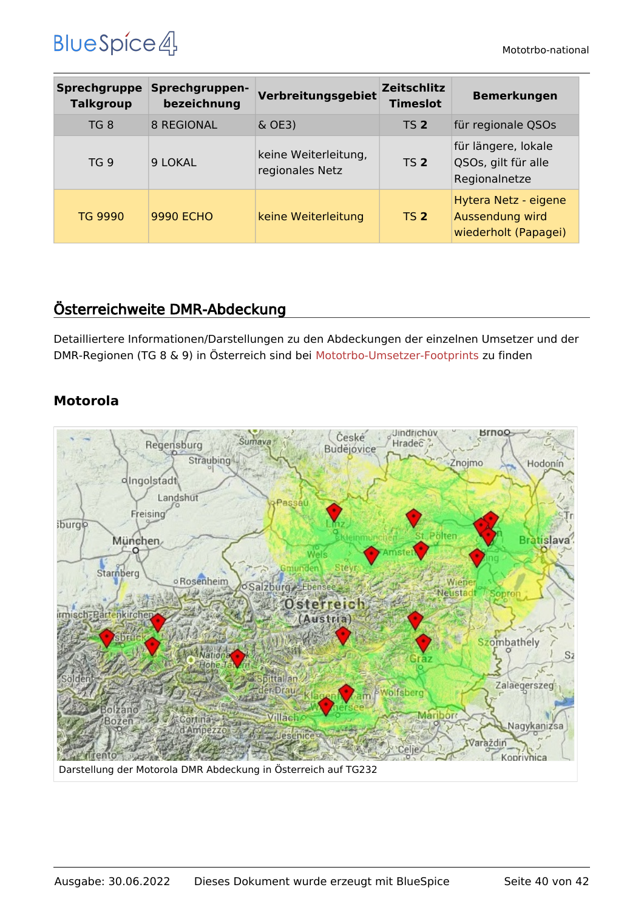| Sprechgruppe Talkgroup | Sprechgruppen-bezeichnung | Verbreitungsgebiet | Zeitschlitz Timeslot | Bemerkungen |
|---|---|---|---|---|
| TG 8 | 8 REGIONAL | & OE3) | TS **2** | für regionale QSOs |
| TG 9 | 9 LOKAL | keine Weiterleitung, regionales Netz | TS **2** | für längere, lokale QSOs, gilt für alle Regionalnetze |
| TG 9990 | 9990 ECHO | keine Weiterleitung | TS **2** | Hytera Netz - eigene Aussendung wird wiederholt (Papagei) |

## Österreichweite DMR-Abdeckung

Detailliertere Informationen/Darstellungen zu den Abdeckungen der einzelnen Umsetzer und der DMR-Regionen (TG 8 & 9) in Österreich sind bei Mototrbo-Umsetzer-Footprints zu finden

### Motorola

Darstellung der Motorola DMR Abdeckung in Österreich auf TG232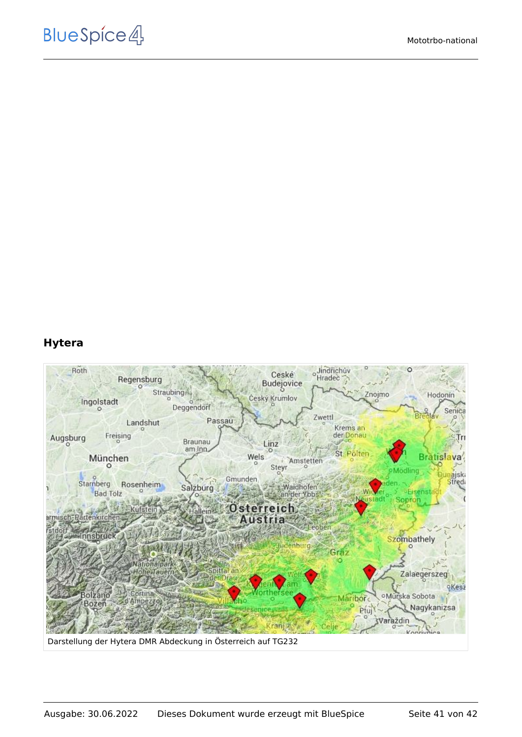## Hytera

Darstellung der Hytera DMR Abdeckung in Österreich auf TG232